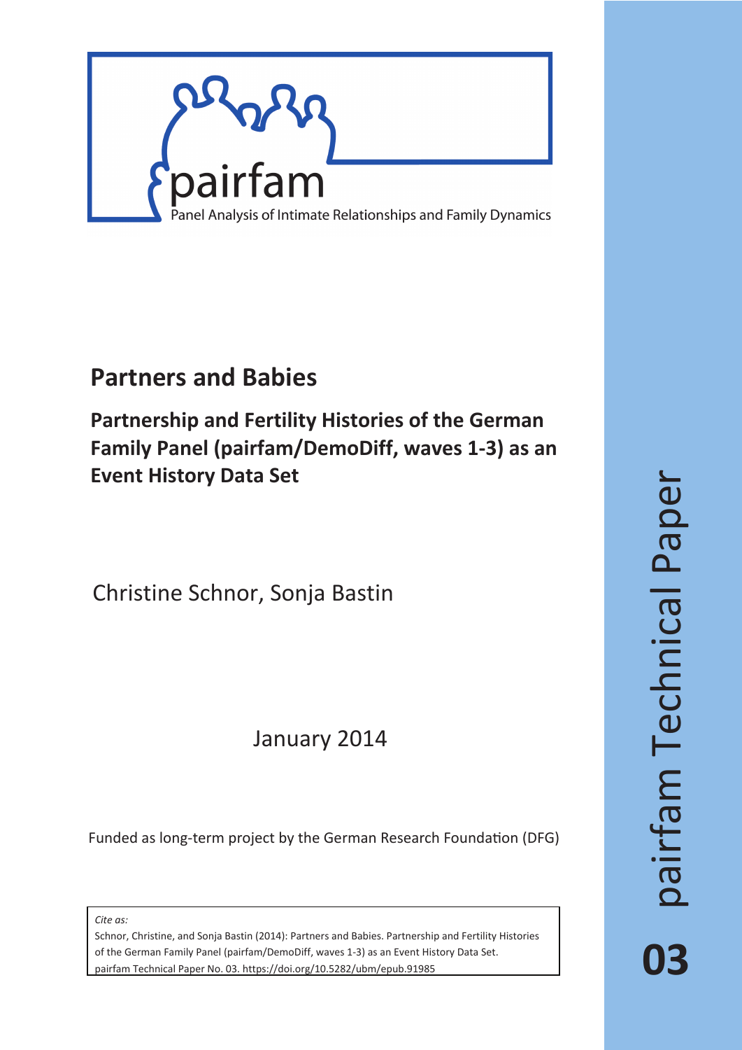pairfam

Panel Analysis of Intimate Relationships and Family Dynamics

# Partners and Babies

## Partnership and Fertility Histories of the German Family Panel (pairfam/DemoDiff, waves 1-3) as an Event History Data Set

Christine Schnor, Sonja Bastin

January 2014

Funded as long-term project by the German Research Foundation (DFG)

*Cite as:*

Schnor, Christine, and Sonja Bastin (2014): Partners and Babies. Partnership and Fertility Histories of the German Family Panel (pairfam/DemoDiff, waves 1-3) as an Event History Data Set. pairfam Technical Paper No. 03. https://doi.org/10.5282/ubm/epub.91985

pairfam Technical Paper

**03**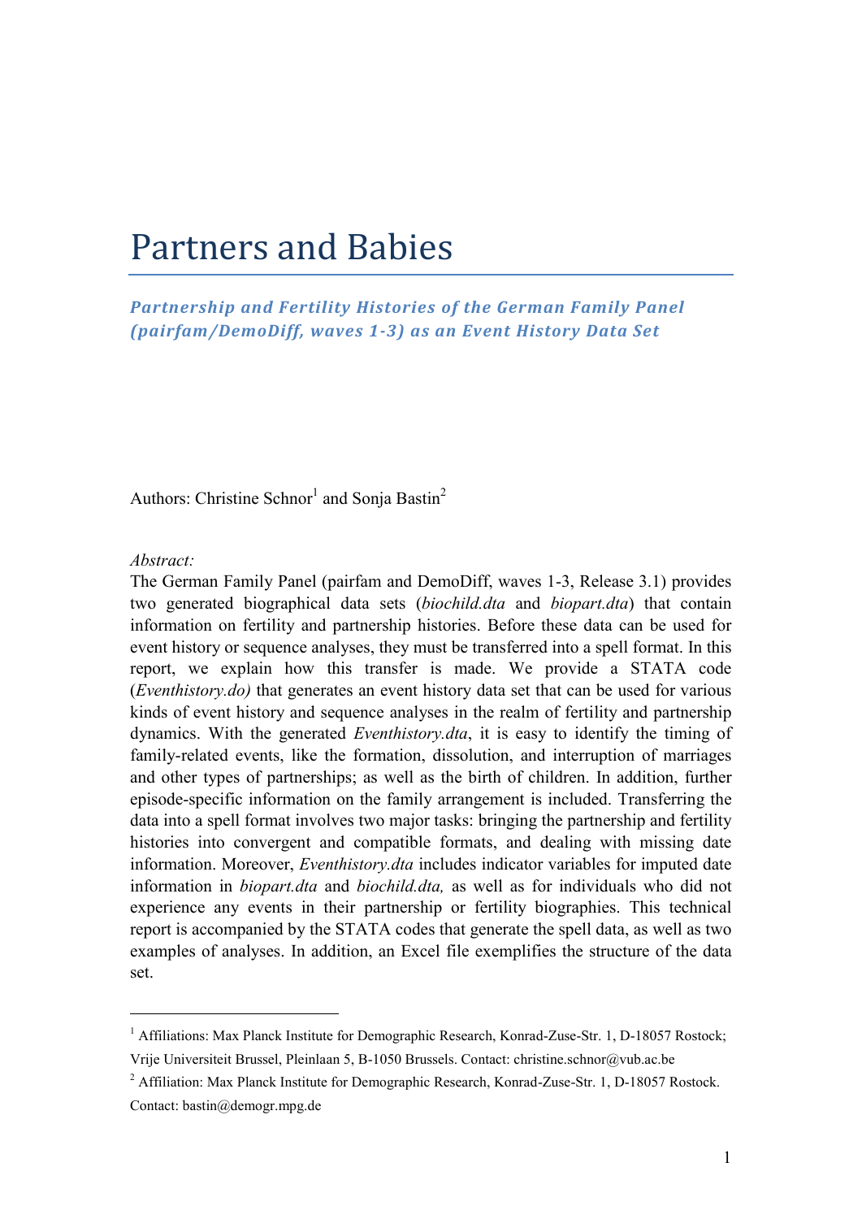# Partners and Babies

## *Partnership and Fertility Histories of the German Family Panel (pairfam/DemoDiff, waves 1-3) as an Event History Data Set*

Authors: Christine Schnor[1] and Sonja Bastin[2]

*Abstract:*

The German Family Panel (pairfam and DemoDiff, waves 1-3, Release 3.1) provides two generated biographical data sets (*biochild.dta* and *biopart.dta*) that contain information on fertility and partnership histories. Before these data can be used for event history or sequence analyses, they must be transferred into a spell format. In this report, we explain how this transfer is made. We provide a STATA code (*Eventhistory.do)* that generates an event history data set that can be used for various kinds of event history and sequence analyses in the realm of fertility and partnership dynamics. With the generated *Eventhistory.dta*, it is easy to identify the timing of family-related events, like the formation, dissolution, and interruption of marriages and other types of partnerships; as well as the birth of children. In addition, further episode-specific information on the family arrangement is included. Transferring the data into a spell format involves two major tasks: bringing the partnership and fertility histories into convergent and compatible formats, and dealing with missing date information. Moreover, *Eventhistory.dta* includes indicator variables for imputed date information in *biopart.dta* and *biochild.dta,* as well as for individuals who did not experience any events in their partnership or fertility biographies. This technical report is accompanied by the STATA codes that generate the spell data, as well as two examples of analyses. In addition, an Excel file exemplifies the structure of the data set.

---

[1] Affiliations: Max Planck Institute for Demographic Research, Konrad-Zuse-Str. 1, D-18057 Rostock; Vrije Universiteit Brussel, Pleinlaan 5, B-1050 Brussels. Contact: christine.schnor@vub.ac.be

[2] Affiliation: Max Planck Institute for Demographic Research, Konrad-Zuse-Str. 1, D-18057 Rostock. Contact: bastin@demogr.mpg.de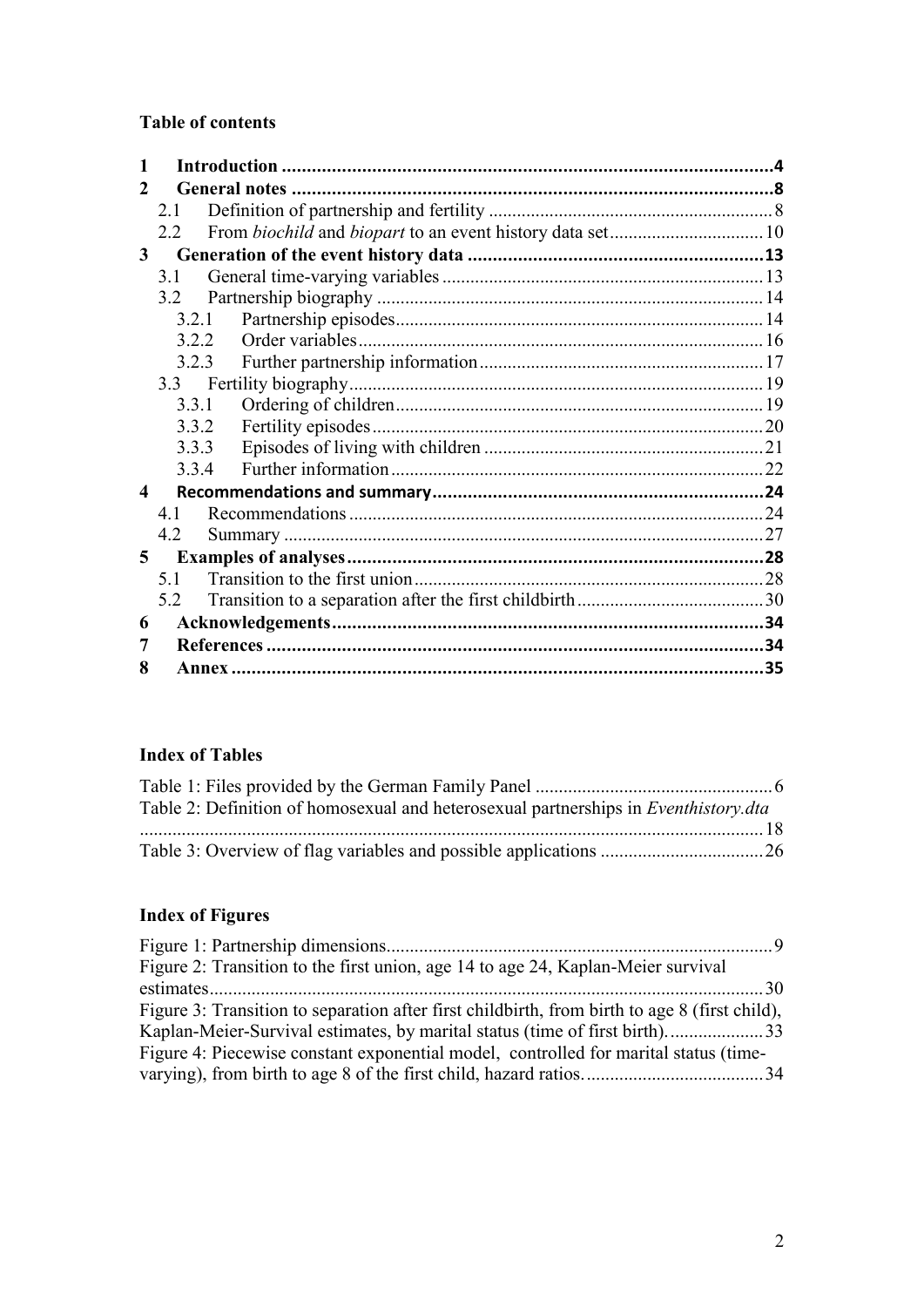## Table of contents

| | | |
|---|---|---|
| **1** | **Introduction** | **4** |
| **2** | **General notes** | **8** |
| 2.1 | Definition of partnership and fertility | 8 |
| 2.2 | From *biochild* and *biopart* to an event history data set | 10 |
| **3** | **Generation of the event history data** | **13** |
| 3.1 | General time-varying variables | 13 |
| 3.2 | Partnership biography | 14 |
| 3.2.1 | Partnership episodes | 14 |
| 3.2.2 | Order variables | 16 |
| 3.2.3 | Further partnership information | 17 |
| 3.3 | Fertility biography | 19 |
| 3.3.1 | Ordering of children | 19 |
| 3.3.2 | Fertility episodes | 20 |
| 3.3.3 | Episodes of living with children | 21 |
| 3.3.4 | Further information | 22 |
| **4** | **Recommendations and summary** | **24** |
| 4.1 | Recommendations | 24 |
| 4.2 | Summary | 27 |
| **5** | **Examples of analyses** | **28** |
| 5.1 | Transition to the first union | 28 |
| 5.2 | Transition to a separation after the first childbirth | 30 |
| **6** | **Acknowledgements** | **34** |
| **7** | **References** | **34** |
| **8** | **Annex** | **35** |

## Index of Tables

Table 1: Files provided by the German Family Panel ....... 6

Table 2: Definition of homosexual and heterosexual partnerships in *Eventhistory.dta* ....... 18

Table 3: Overview of flag variables and possible applications ....... 26

## Index of Figures

Figure 1: Partnership dimensions ....... 9

Figure 2: Transition to the first union, age 14 to age 24, Kaplan-Meier survival estimates ....... 30

Figure 3: Transition to separation after first childbirth, from birth to age 8 (first child), Kaplan-Meier-Survival estimates, by marital status (time of first birth). ....... 33

Figure 4: Piecewise constant exponential model, controlled for marital status (time-varying), from birth to age 8 of the first child, hazard ratios. ....... 34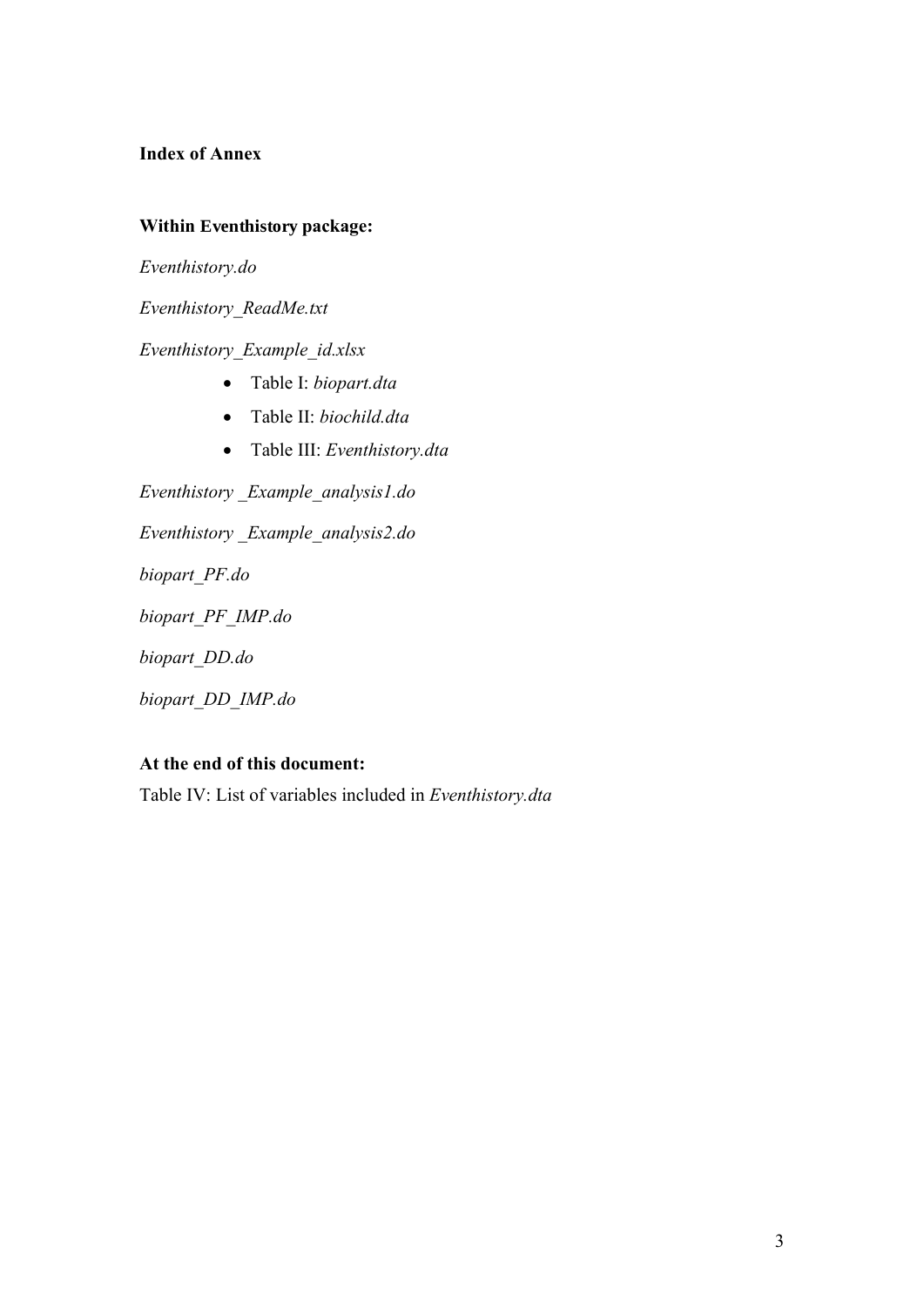**Index of Annex**

**Within Eventhistory package:**

*Eventhistory.do*

*Eventhistory_ReadMe.txt*

*Eventhistory_Example_id.xlsx*

- Table I: *biopart.dta*
- Table II: *biochild.dta*
- Table III: *Eventhistory.dta*

*Eventhistory _Example_analysis1.do*

*Eventhistory _Example_analysis2.do*

*biopart_PF.do*

*biopart_PF_IMP.do*

*biopart_DD.do*

*biopart_DD_IMP.do*

**At the end of this document:**

Table IV: List of variables included in *Eventhistory.dta*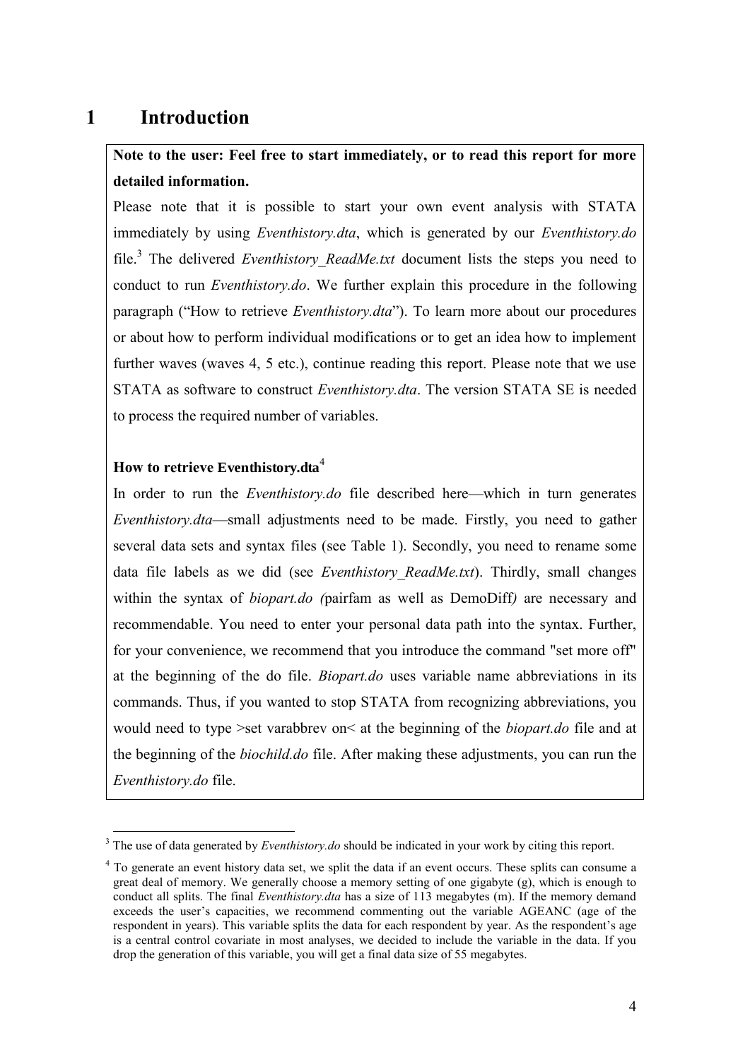# 1 Introduction

**Note to the user: Feel free to start immediately, or to read this report for more detailed information.**

Please note that it is possible to start your own event analysis with STATA immediately by using *Eventhistory.dta*, which is generated by our *Eventhistory.do* file.[3] The delivered *Eventhistory_ReadMe.txt* document lists the steps you need to conduct to run *Eventhistory.do*. We further explain this procedure in the following paragraph ("How to retrieve *Eventhistory.dta*"). To learn more about our procedures or about how to perform individual modifications or to get an idea how to implement further waves (waves 4, 5 etc.), continue reading this report. Please note that we use STATA as software to construct *Eventhistory.dta*. The version STATA SE is needed to process the required number of variables.

**How to retrieve Eventhistory.dta**[4]

In order to run the *Eventhistory.do* file described here—which in turn generates *Eventhistory.dta*—small adjustments need to be made. Firstly, you need to gather several data sets and syntax files (see Table 1). Secondly, you need to rename some data file labels as we did (see *Eventhistory_ReadMe.txt*). Thirdly, small changes within the syntax of *biopart.do (*pairfam as well as DemoDiff*)* are necessary and recommendable. You need to enter your personal data path into the syntax. Further, for your convenience, we recommend that you introduce the command "set more off" at the beginning of the do file. *Biopart.do* uses variable name abbreviations in its commands. Thus, if you wanted to stop STATA from recognizing abbreviations, you would need to type >set varabbrev on< at the beginning of the *biopart.do* file and at the beginning of the *biochild.do* file. After making these adjustments, you can run the *Eventhistory.do* file.

[3] The use of data generated by *Eventhistory.do* should be indicated in your work by citing this report.

[4] To generate an event history data set, we split the data if an event occurs. These splits can consume a great deal of memory. We generally choose a memory setting of one gigabyte (g), which is enough to conduct all splits. The final *Eventhistory.dta* has a size of 113 megabytes (m). If the memory demand exceeds the user's capacities, we recommend commenting out the variable AGEANC (age of the respondent in years). This variable splits the data for each respondent by year. As the respondent's age is a central control covariate in most analyses, we decided to include the variable in the data. If you drop the generation of this variable, you will get a final data size of 55 megabytes.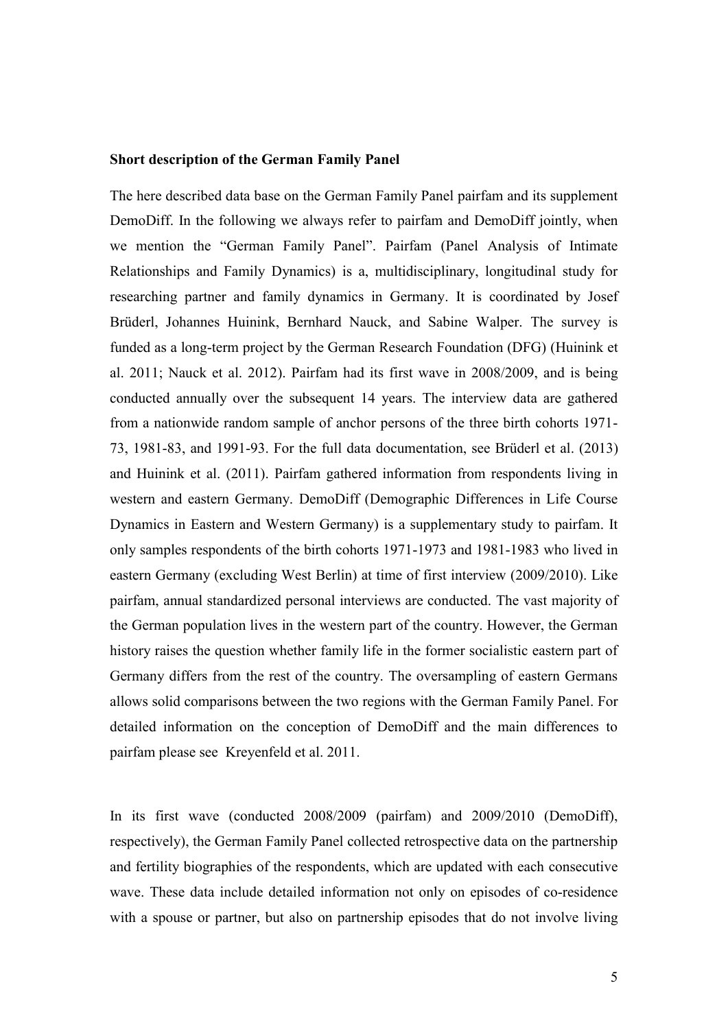**Short description of the German Family Panel**

The here described data base on the German Family Panel pairfam and its supplement DemoDiff. In the following we always refer to pairfam and DemoDiff jointly, when we mention the "German Family Panel". Pairfam (Panel Analysis of Intimate Relationships and Family Dynamics) is a, multidisciplinary, longitudinal study for researching partner and family dynamics in Germany. It is coordinated by Josef Brüderl, Johannes Huinink, Bernhard Nauck, and Sabine Walper. The survey is funded as a long-term project by the German Research Foundation (DFG) (Huinink et al. 2011; Nauck et al. 2012). Pairfam had its first wave in 2008/2009, and is being conducted annually over the subsequent 14 years. The interview data are gathered from a nationwide random sample of anchor persons of the three birth cohorts 1971-73, 1981-83, and 1991-93. For the full data documentation, see Brüderl et al. (2013) and Huinink et al. (2011). Pairfam gathered information from respondents living in western and eastern Germany. DemoDiff (Demographic Differences in Life Course Dynamics in Eastern and Western Germany) is a supplementary study to pairfam. It only samples respondents of the birth cohorts 1971-1973 and 1981-1983 who lived in eastern Germany (excluding West Berlin) at time of first interview (2009/2010). Like pairfam, annual standardized personal interviews are conducted. The vast majority of the German population lives in the western part of the country. However, the German history raises the question whether family life in the former socialistic eastern part of Germany differs from the rest of the country. The oversampling of eastern Germans allows solid comparisons between the two regions with the German Family Panel. For detailed information on the conception of DemoDiff and the main differences to pairfam please see Kreyenfeld et al. 2011.

In its first wave (conducted 2008/2009 (pairfam) and 2009/2010 (DemoDiff), respectively), the German Family Panel collected retrospective data on the partnership and fertility biographies of the respondents, which are updated with each consecutive wave. These data include detailed information not only on episodes of co-residence with a spouse or partner, but also on partnership episodes that do not involve living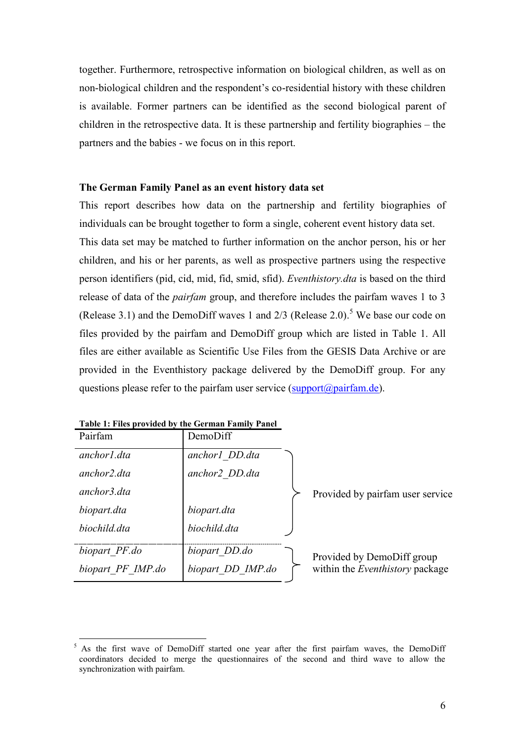together. Furthermore, retrospective information on biological children, as well as on non-biological children and the respondent's co-residential history with these children is available. Former partners can be identified as the second biological parent of children in the retrospective data. It is these partnership and fertility biographies – the partners and the babies - we focus on in this report.

### The German Family Panel as an event history data set

This report describes how data on the partnership and fertility biographies of individuals can be brought together to form a single, coherent event history data set. This data set may be matched to further information on the anchor person, his or her children, and his or her parents, as well as prospective partners using the respective person identifiers (pid, cid, mid, fid, smid, sfid). *Eventhistory.dta* is based on the third release of data of the *pairfam* group, and therefore includes the pairfam waves 1 to 3 (Release 3.1) and the DemoDiff waves 1 and 2/3 (Release 2.0).[5] We base our code on files provided by the pairfam and DemoDiff group which are listed in Table 1. All files are either available as Scientific Use Files from the GESIS Data Archive or are provided in the Eventhistory package delivered by the DemoDiff group. For any questions please refer to the pairfam user service (support@pairfam.de).

**Table 1: Files provided by the German Family Panel**

| Pairfam | DemoDiff | |
|---|---|---|
| *anchor1.dta* | *anchor1_DD.dta* | Provided by pairfam user service |
| *anchor2.dta* | *anchor2_DD.dta* | |
| *anchor3.dta* | | |
| *biopart.dta* | *biopart.dta* | |
| *biochild.dta* | *biochild.dta* | |
| *biopart_PF.do* | *biopart_DD.do* | Provided by DemoDiff group within the *Eventhistory* package |
| *biopart_PF_IMP.do* | *biopart_DD_IMP.do* | |

[5] As the first wave of DemoDiff started one year after the first pairfam waves, the DemoDiff coordinators decided to merge the questionnaires of the second and third wave to allow the synchronization with pairfam.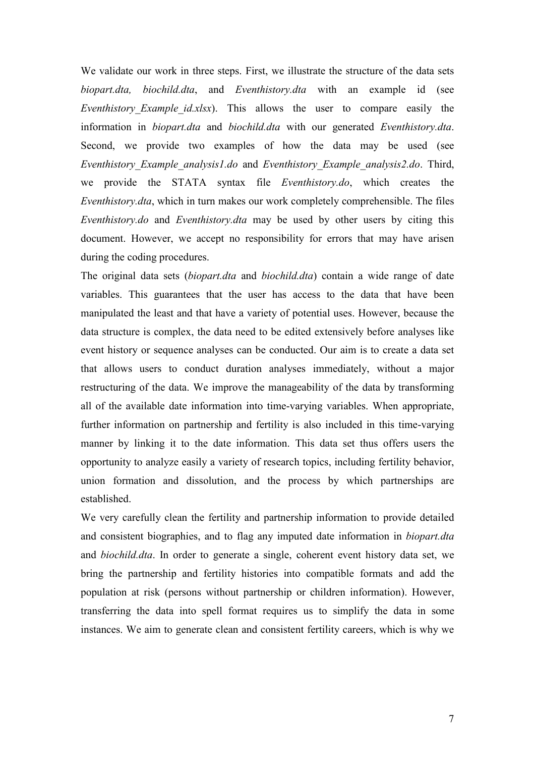We validate our work in three steps. First, we illustrate the structure of the data sets *biopart.dta, biochild.dta*, and *Eventhistory.dta* with an example id (see *Eventhistory_Example_id.xlsx*). This allows the user to compare easily the information in *biopart.dta* and *biochild.dta* with our generated *Eventhistory.dta*. Second, we provide two examples of how the data may be used (see *Eventhistory_Example_analysis1.do* and *Eventhistory_Example_analysis2.do*. Third, we provide the STATA syntax file *Eventhistory.do*, which creates the *Eventhistory.dta*, which in turn makes our work completely comprehensible. The files *Eventhistory.do* and *Eventhistory.dta* may be used by other users by citing this document. However, we accept no responsibility for errors that may have arisen during the coding procedures.

The original data sets (*biopart.dta* and *biochild.dta*) contain a wide range of date variables. This guarantees that the user has access to the data that have been manipulated the least and that have a variety of potential uses. However, because the data structure is complex, the data need to be edited extensively before analyses like event history or sequence analyses can be conducted. Our aim is to create a data set that allows users to conduct duration analyses immediately, without a major restructuring of the data. We improve the manageability of the data by transforming all of the available date information into time-varying variables. When appropriate, further information on partnership and fertility is also included in this time-varying manner by linking it to the date information. This data set thus offers users the opportunity to analyze easily a variety of research topics, including fertility behavior, union formation and dissolution, and the process by which partnerships are established.

We very carefully clean the fertility and partnership information to provide detailed and consistent biographies, and to flag any imputed date information in *biopart.dta* and *biochild.dta*. In order to generate a single, coherent event history data set, we bring the partnership and fertility histories into compatible formats and add the population at risk (persons without partnership or children information). However, transferring the data into spell format requires us to simplify the data in some instances. We aim to generate clean and consistent fertility careers, which is why we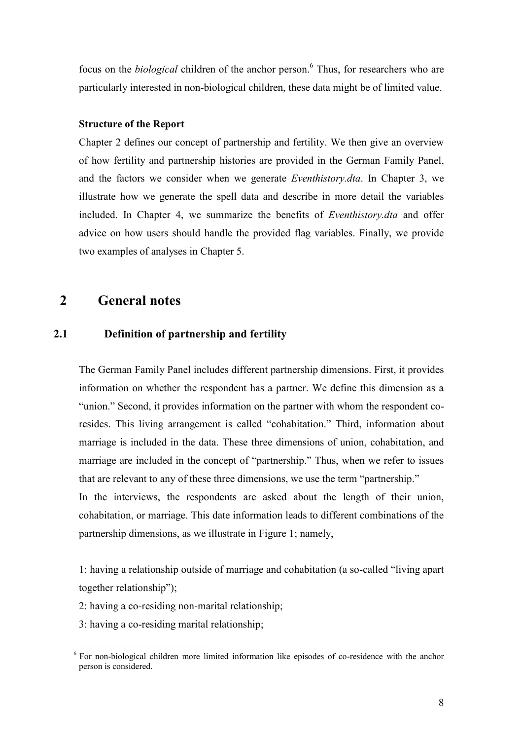focus on the *biological* children of the anchor person.[6] Thus, for researchers who are particularly interested in non-biological children, these data might be of limited value.

**Structure of the Report**

Chapter 2 defines our concept of partnership and fertility. We then give an overview of how fertility and partnership histories are provided in the German Family Panel, and the factors we consider when we generate *Eventhistory.dta*. In Chapter 3, we illustrate how we generate the spell data and describe in more detail the variables included. In Chapter 4, we summarize the benefits of *Eventhistory.dta* and offer advice on how users should handle the provided flag variables. Finally, we provide two examples of analyses in Chapter 5.

# 2 General notes

## 2.1 Definition of partnership and fertility

The German Family Panel includes different partnership dimensions. First, it provides information on whether the respondent has a partner. We define this dimension as a "union." Second, it provides information on the partner with whom the respondent co-resides. This living arrangement is called "cohabitation." Third, information about marriage is included in the data. These three dimensions of union, cohabitation, and marriage are included in the concept of "partnership." Thus, when we refer to issues that are relevant to any of these three dimensions, we use the term "partnership."

In the interviews, the respondents are asked about the length of their union, cohabitation, or marriage. This date information leads to different combinations of the partnership dimensions, as we illustrate in Figure 1; namely,

1: having a relationship outside of marriage and cohabitation (a so-called "living apart together relationship");

2: having a co-residing non-marital relationship;

3: having a co-residing marital relationship;

[6] For non-biological children more limited information like episodes of co-residence with the anchor person is considered.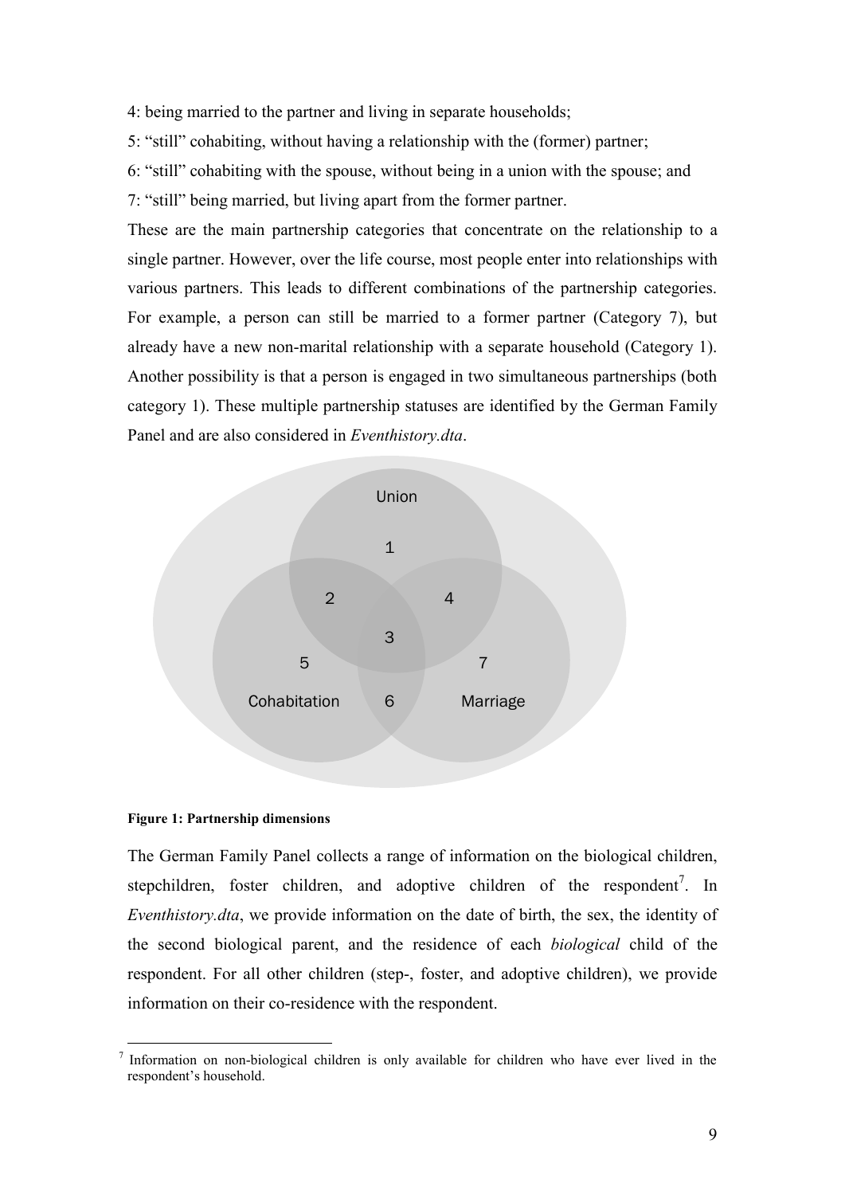4: being married to the partner and living in separate households;

5: "still" cohabiting, without having a relationship with the (former) partner;

6: "still" cohabiting with the spouse, without being in a union with the spouse; and

7: "still" being married, but living apart from the former partner.

These are the main partnership categories that concentrate on the relationship to a single partner. However, over the life course, most people enter into relationships with various partners. This leads to different combinations of the partnership categories. For example, a person can still be married to a former partner (Category 7), but already have a new non-marital relationship with a separate household (Category 1). Another possibility is that a person is engaged in two simultaneous partnerships (both category 1). These multiple partnership statuses are identified by the German Family Panel and are also considered in *Eventhistory.dta*.

**Figure 1: Partnership dimensions**

The German Family Panel collects a range of information on the biological children, stepchildren, foster children, and adoptive children of the respondent[7]. In *Eventhistory.dta*, we provide information on the date of birth, the sex, the identity of the second biological parent, and the residence of each *biological* child of the respondent. For all other children (step-, foster, and adoptive children), we provide information on their co-residence with the respondent.

[7] Information on non-biological children is only available for children who have ever lived in the respondent's household.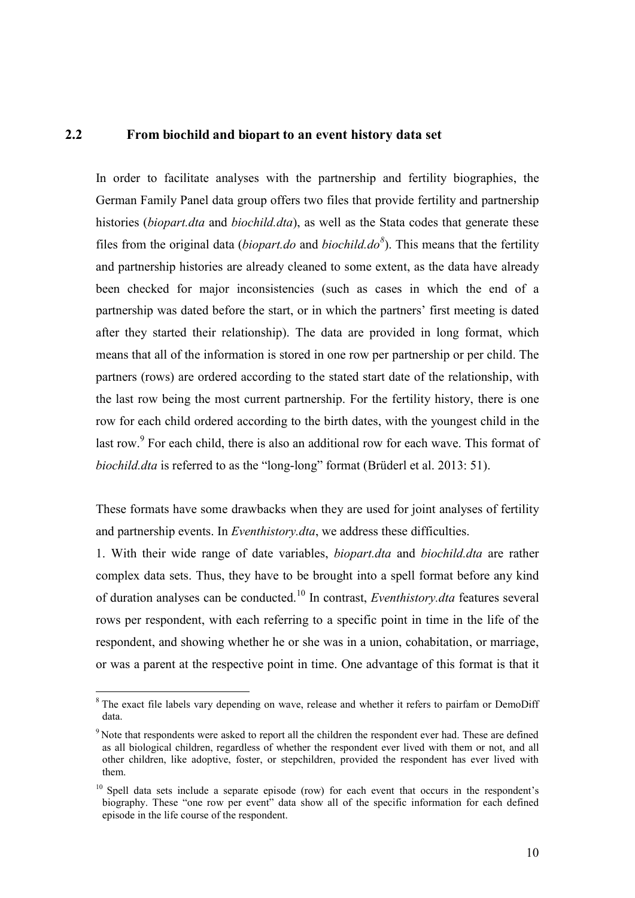## 2.2 From biochild and biopart to an event history data set

In order to facilitate analyses with the partnership and fertility biographies, the German Family Panel data group offers two files that provide fertility and partnership histories (*biopart.dta* and *biochild.dta*), as well as the Stata codes that generate these files from the original data (*biopart.do* and *biochild.do*[8]). This means that the fertility and partnership histories are already cleaned to some extent, as the data have already been checked for major inconsistencies (such as cases in which the end of a partnership was dated before the start, or in which the partners' first meeting is dated after they started their relationship). The data are provided in long format, which means that all of the information is stored in one row per partnership or per child. The partners (rows) are ordered according to the stated start date of the relationship, with the last row being the most current partnership. For the fertility history, there is one row for each child ordered according to the birth dates, with the youngest child in the last row.[9] For each child, there is also an additional row for each wave. This format of *biochild.dta* is referred to as the "long-long" format (Brüderl et al. 2013: 51).

These formats have some drawbacks when they are used for joint analyses of fertility and partnership events. In *Eventhistory.dta*, we address these difficulties.

1. With their wide range of date variables, *biopart.dta* and *biochild.dta* are rather complex data sets. Thus, they have to be brought into a spell format before any kind of duration analyses can be conducted.[10] In contrast, *Eventhistory.dta* features several rows per respondent, with each referring to a specific point in time in the life of the respondent, and showing whether he or she was in a union, cohabitation, or marriage, or was a parent at the respective point in time. One advantage of this format is that it

---

[8] The exact file labels vary depending on wave, release and whether it refers to pairfam or DemoDiff data.

[9] Note that respondents were asked to report all the children the respondent ever had. These are defined as all biological children, regardless of whether the respondent ever lived with them or not, and all other children, like adoptive, foster, or stepchildren, provided the respondent has ever lived with them.

[10] Spell data sets include a separate episode (row) for each event that occurs in the respondent's biography. These "one row per event" data show all of the specific information for each defined episode in the life course of the respondent.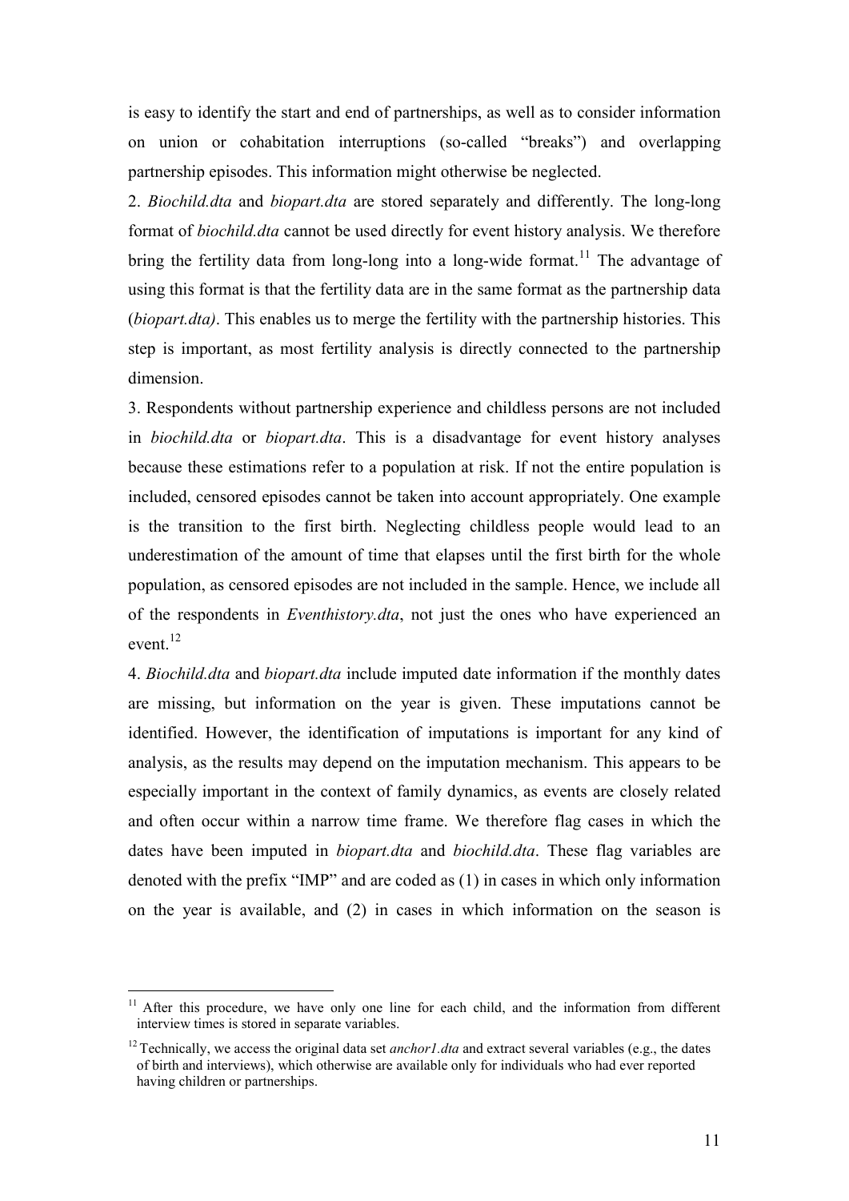is easy to identify the start and end of partnerships, as well as to consider information on union or cohabitation interruptions (so-called “breaks”) and overlapping partnership episodes. This information might otherwise be neglected.

2. *Biochild.dta* and *biopart.dta* are stored separately and differently. The long-long format of *biochild.dta* cannot be used directly for event history analysis. We therefore bring the fertility data from long-long into a long-wide format.[11] The advantage of using this format is that the fertility data are in the same format as the partnership data (*biopart.dta)*. This enables us to merge the fertility with the partnership histories. This step is important, as most fertility analysis is directly connected to the partnership dimension.

3. Respondents without partnership experience and childless persons are not included in *biochild.dta* or *biopart.dta*. This is a disadvantage for event history analyses because these estimations refer to a population at risk. If not the entire population is included, censored episodes cannot be taken into account appropriately. One example is the transition to the first birth. Neglecting childless people would lead to an underestimation of the amount of time that elapses until the first birth for the whole population, as censored episodes are not included in the sample. Hence, we include all of the respondents in *Eventhistory.dta*, not just the ones who have experienced an event.[12]

4. *Biochild.dta* and *biopart.dta* include imputed date information if the monthly dates are missing, but information on the year is given. These imputations cannot be identified. However, the identification of imputations is important for any kind of analysis, as the results may depend on the imputation mechanism. This appears to be especially important in the context of family dynamics, as events are closely related and often occur within a narrow time frame. We therefore flag cases in which the dates have been imputed in *biopart.dta* and *biochild.dta*. These flag variables are denoted with the prefix “IMP” and are coded as (1) in cases in which only information on the year is available, and (2) in cases in which information on the season is

[11] After this procedure, we have only one line for each child, and the information from different interview times is stored in separate variables.

[12] Technically, we access the original data set *anchor1.dta* and extract several variables (e.g., the dates of birth and interviews), which otherwise are available only for individuals who had ever reported having children or partnerships.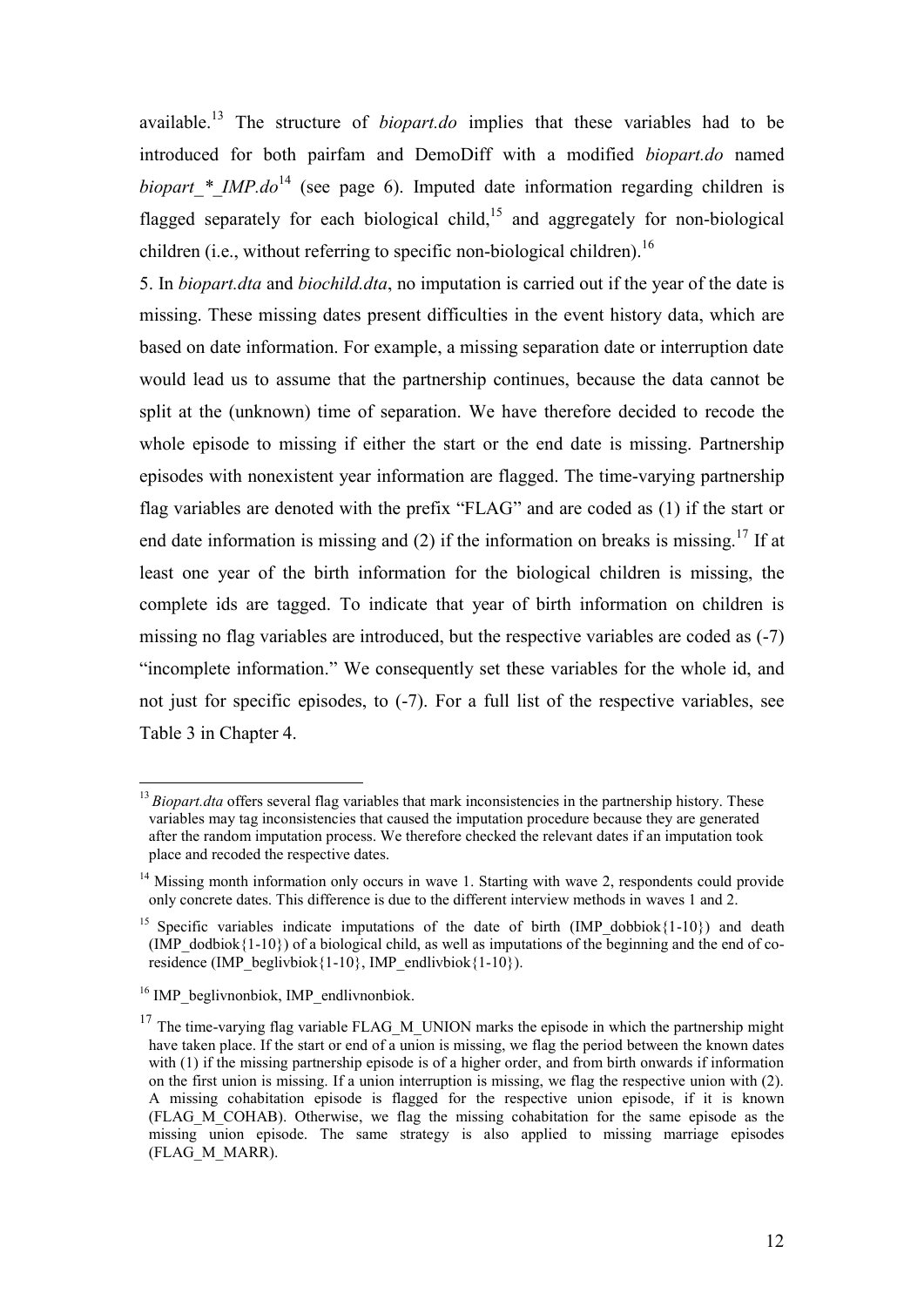available.[13] The structure of *biopart.do* implies that these variables had to be introduced for both pairfam and DemoDiff with a modified *biopart.do* named *biopart_*_IMP.do*[14] (see page 6). Imputed date information regarding children is flagged separately for each biological child,[15] and aggregately for non-biological children (i.e., without referring to specific non-biological children).[16]

5. In *biopart.dta* and *biochild.dta*, no imputation is carried out if the year of the date is missing. These missing dates present difficulties in the event history data, which are based on date information. For example, a missing separation date or interruption date would lead us to assume that the partnership continues, because the data cannot be split at the (unknown) time of separation. We have therefore decided to recode the whole episode to missing if either the start or the end date is missing. Partnership episodes with nonexistent year information are flagged. The time-varying partnership flag variables are denoted with the prefix "FLAG" and are coded as (1) if the start or end date information is missing and (2) if the information on breaks is missing.[17] If at least one year of the birth information for the biological children is missing, the complete ids are tagged. To indicate that year of birth information on children is missing no flag variables are introduced, but the respective variables are coded as (-7) "incomplete information." We consequently set these variables for the whole id, and not just for specific episodes, to (-7). For a full list of the respective variables, see Table 3 in Chapter 4.

---

[13] *Biopart.dta* offers several flag variables that mark inconsistencies in the partnership history. These variables may tag inconsistencies that caused the imputation procedure because they are generated after the random imputation process. We therefore checked the relevant dates if an imputation took place and recoded the respective dates.

[14] Missing month information only occurs in wave 1. Starting with wave 2, respondents could provide only concrete dates. This difference is due to the different interview methods in waves 1 and 2.

[15] Specific variables indicate imputations of the date of birth (IMP_dobbiok{1-10}) and death (IMP_dodbiok{1-10}) of a biological child, as well as imputations of the beginning and the end of co-residence (IMP_beglivbiok{1-10}, IMP_endlivbiok{1-10}).

[16] IMP_beglivnonbiok, IMP_endlivnonbiok.

[17] The time-varying flag variable FLAG_M_UNION marks the episode in which the partnership might have taken place. If the start or end of a union is missing, we flag the period between the known dates with (1) if the missing partnership episode is of a higher order, and from birth onwards if information on the first union is missing. If a union interruption is missing, we flag the respective union with (2). A missing cohabitation episode is flagged for the respective union episode, if it is known (FLAG_M_COHAB). Otherwise, we flag the missing cohabitation for the same episode as the missing union episode. The same strategy is also applied to missing marriage episodes (FLAG_M_MARR).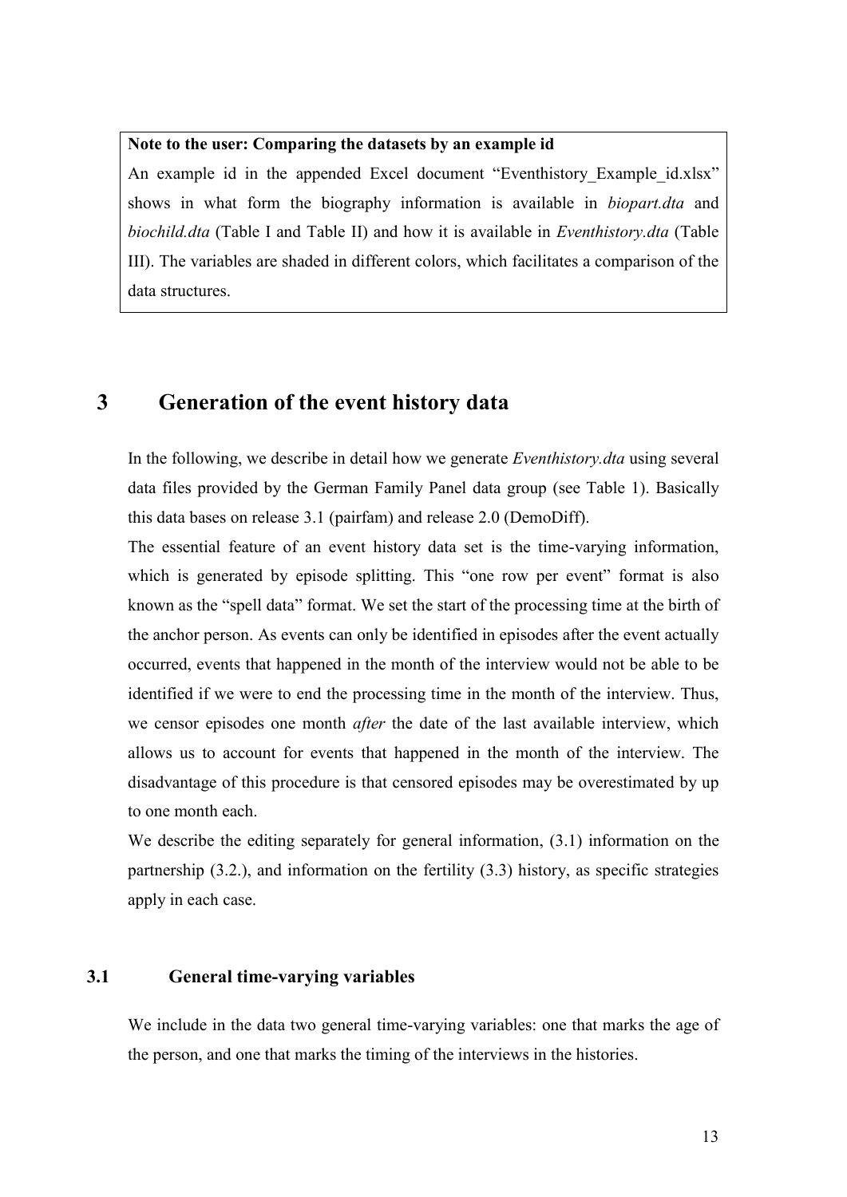**Note to the user: Comparing the datasets by an example id**

An example id in the appended Excel document "Eventhistory_Example_id.xlsx" shows in what form the biography information is available in *biopart.dta* and *biochild.dta* (Table I and Table II) and how it is available in *Eventhistory.dta* (Table III). The variables are shaded in different colors, which facilitates a comparison of the data structures.

# 3 Generation of the event history data

In the following, we describe in detail how we generate *Eventhistory.dta* using several data files provided by the German Family Panel data group (see Table 1). Basically this data bases on release 3.1 (pairfam) and release 2.0 (DemoDiff).

The essential feature of an event history data set is the time-varying information, which is generated by episode splitting. This "one row per event" format is also known as the "spell data" format. We set the start of the processing time at the birth of the anchor person. As events can only be identified in episodes after the event actually occurred, events that happened in the month of the interview would not be able to be identified if we were to end the processing time in the month of the interview. Thus, we censor episodes one month *after* the date of the last available interview, which allows us to account for events that happened in the month of the interview. The disadvantage of this procedure is that censored episodes may be overestimated by up to one month each.

We describe the editing separately for general information, (3.1) information on the partnership (3.2.), and information on the fertility (3.3) history, as specific strategies apply in each case.

## 3.1 General time-varying variables

We include in the data two general time-varying variables: one that marks the age of the person, and one that marks the timing of the interviews in the histories.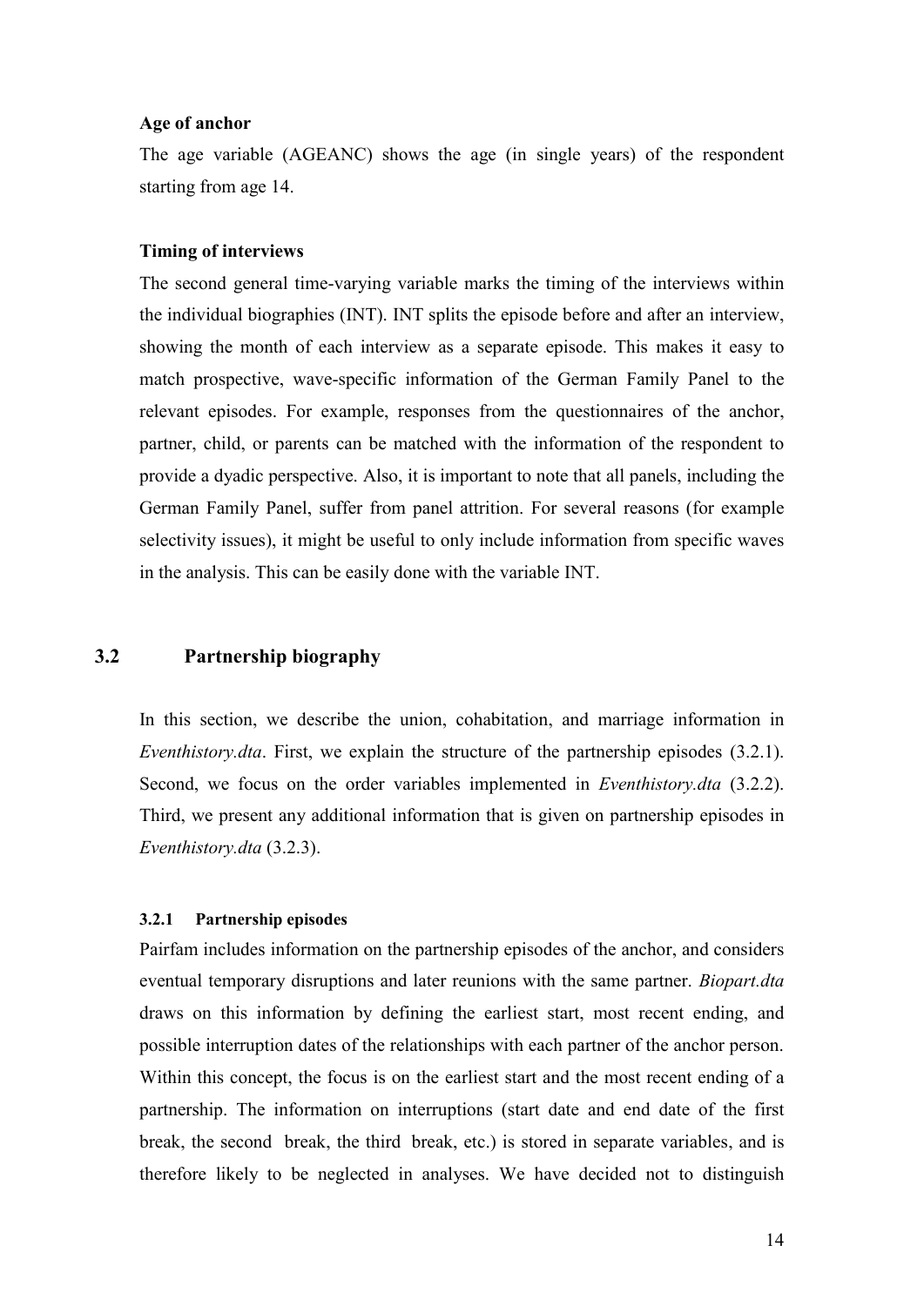**Age of anchor**

The age variable (AGEANC) shows the age (in single years) of the respondent starting from age 14.

**Timing of interviews**

The second general time-varying variable marks the timing of the interviews within the individual biographies (INT). INT splits the episode before and after an interview, showing the month of each interview as a separate episode. This makes it easy to match prospective, wave-specific information of the German Family Panel to the relevant episodes. For example, responses from the questionnaires of the anchor, partner, child, or parents can be matched with the information of the respondent to provide a dyadic perspective. Also, it is important to note that all panels, including the German Family Panel, suffer from panel attrition. For several reasons (for example selectivity issues), it might be useful to only include information from specific waves in the analysis. This can be easily done with the variable INT.

## 3.2 Partnership biography

In this section, we describe the union, cohabitation, and marriage information in *Eventhistory.dta*. First, we explain the structure of the partnership episodes (3.2.1). Second, we focus on the order variables implemented in *Eventhistory.dta* (3.2.2). Third, we present any additional information that is given on partnership episodes in *Eventhistory.dta* (3.2.3).

### 3.2.1 Partnership episodes

Pairfam includes information on the partnership episodes of the anchor, and considers eventual temporary disruptions and later reunions with the same partner. *Biopart.dta* draws on this information by defining the earliest start, most recent ending, and possible interruption dates of the relationships with each partner of the anchor person. Within this concept, the focus is on the earliest start and the most recent ending of a partnership. The information on interruptions (start date and end date of the first break, the second break, the third break, etc.) is stored in separate variables, and is therefore likely to be neglected in analyses. We have decided not to distinguish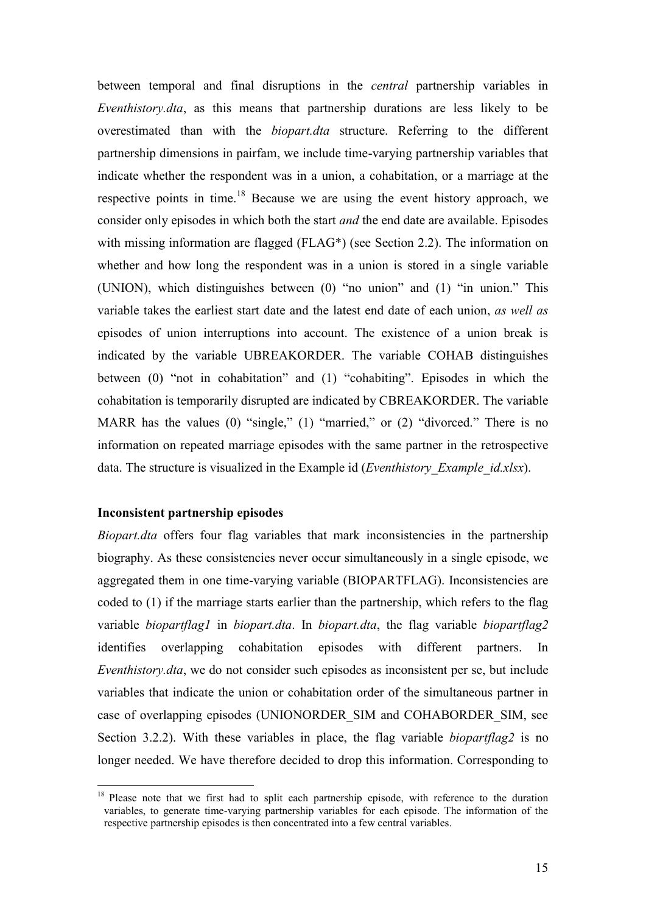between temporal and final disruptions in the *central* partnership variables in *Eventhistory.dta*, as this means that partnership durations are less likely to be overestimated than with the *biopart.dta* structure. Referring to the different partnership dimensions in pairfam, we include time-varying partnership variables that indicate whether the respondent was in a union, a cohabitation, or a marriage at the respective points in time.[18] Because we are using the event history approach, we consider only episodes in which both the start *and* the end date are available. Episodes with missing information are flagged (FLAG*) (see Section 2.2). The information on whether and how long the respondent was in a union is stored in a single variable (UNION), which distinguishes between (0) "no union" and (1) "in union." This variable takes the earliest start date and the latest end date of each union, *as well as* episodes of union interruptions into account. The existence of a union break is indicated by the variable UBREAKORDER. The variable COHAB distinguishes between (0) "not in cohabitation" and (1) "cohabiting". Episodes in which the cohabitation is temporarily disrupted are indicated by CBREAKORDER. The variable MARR has the values (0) "single," (1) "married," or (2) "divorced." There is no information on repeated marriage episodes with the same partner in the retrospective data. The structure is visualized in the Example id (*Eventhistory_Example_id.xlsx*).

**Inconsistent partnership episodes**

*Biopart.dta* offers four flag variables that mark inconsistencies in the partnership biography. As these consistencies never occur simultaneously in a single episode, we aggregated them in one time-varying variable (BIOPARTFLAG). Inconsistencies are coded to (1) if the marriage starts earlier than the partnership, which refers to the flag variable *biopartflag1* in *biopart.dta*. In *biopart.dta*, the flag variable *biopartflag2* identifies overlapping cohabitation episodes with different partners. In *Eventhistory.dta*, we do not consider such episodes as inconsistent per se, but include variables that indicate the union or cohabitation order of the simultaneous partner in case of overlapping episodes (UNIONORDER_SIM and COHABORDER_SIM, see Section 3.2.2). With these variables in place, the flag variable *biopartflag2* is no longer needed. We have therefore decided to drop this information. Corresponding to

[18] Please note that we first had to split each partnership episode, with reference to the duration variables, to generate time-varying partnership variables for each episode. The information of the respective partnership episodes is then concentrated into a few central variables.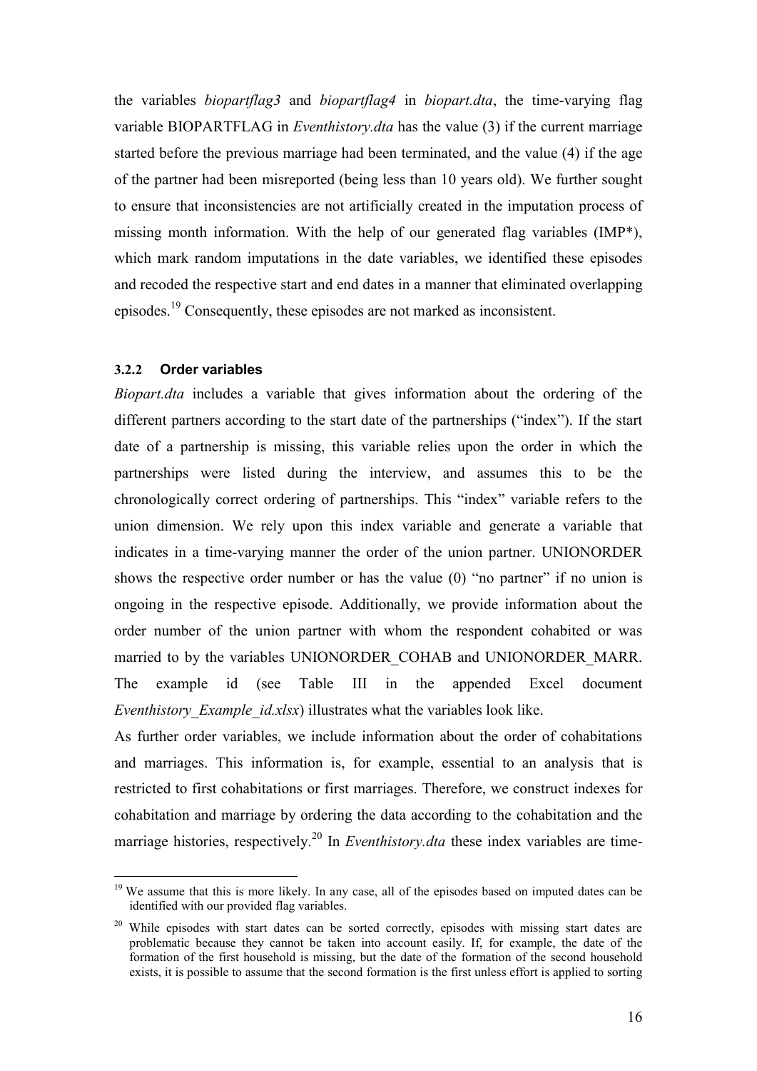the variables *biopartflag3* and *biopartflag4* in *biopart.dta*, the time-varying flag variable BIOPARTFLAG in *Eventhistory.dta* has the value (3) if the current marriage started before the previous marriage had been terminated, and the value (4) if the age of the partner had been misreported (being less than 10 years old). We further sought to ensure that inconsistencies are not artificially created in the imputation process of missing month information. With the help of our generated flag variables (IMP*), which mark random imputations in the date variables, we identified these episodes and recoded the respective start and end dates in a manner that eliminated overlapping episodes.[19] Consequently, these episodes are not marked as inconsistent.

### 3.2.2 Order variables

*Biopart.dta* includes a variable that gives information about the ordering of the different partners according to the start date of the partnerships ("index"). If the start date of a partnership is missing, this variable relies upon the order in which the partnerships were listed during the interview, and assumes this to be the chronologically correct ordering of partnerships. This "index" variable refers to the union dimension. We rely upon this index variable and generate a variable that indicates in a time-varying manner the order of the union partner. UNIONORDER shows the respective order number or has the value (0) "no partner" if no union is ongoing in the respective episode. Additionally, we provide information about the order number of the union partner with whom the respondent cohabited or was married to by the variables UNIONORDER_COHAB and UNIONORDER_MARR. The example id (see Table III in the appended Excel document *Eventhistory_Example_id.xlsx*) illustrates what the variables look like.

As further order variables, we include information about the order of cohabitations and marriages. This information is, for example, essential to an analysis that is restricted to first cohabitations or first marriages. Therefore, we construct indexes for cohabitation and marriage by ordering the data according to the cohabitation and the marriage histories, respectively.[20] In *Eventhistory.dta* these index variables are time-

---

[19] We assume that this is more likely. In any case, all of the episodes based on imputed dates can be identified with our provided flag variables.

[20] While episodes with start dates can be sorted correctly, episodes with missing start dates are problematic because they cannot be taken into account easily. If, for example, the date of the formation of the first household is missing, but the date of the formation of the second household exists, it is possible to assume that the second formation is the first unless effort is applied to sorting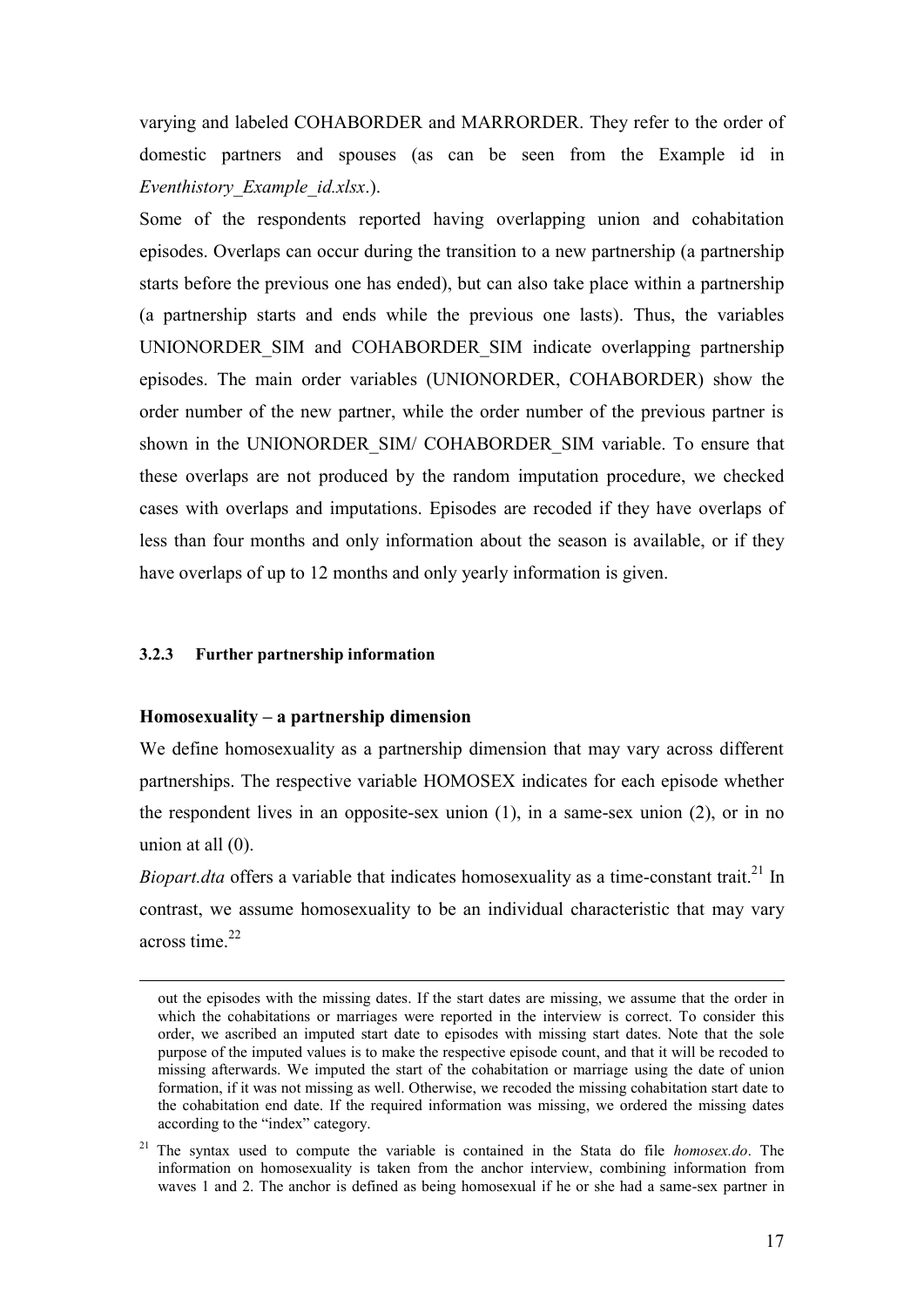varying and labeled COHABORDER and MARRORDER. They refer to the order of domestic partners and spouses (as can be seen from the Example id in *Eventhistory_Example_id.xlsx*.).

Some of the respondents reported having overlapping union and cohabitation episodes. Overlaps can occur during the transition to a new partnership (a partnership starts before the previous one has ended), but can also take place within a partnership (a partnership starts and ends while the previous one lasts). Thus, the variables UNIONORDER_SIM and COHABORDER_SIM indicate overlapping partnership episodes. The main order variables (UNIONORDER, COHABORDER) show the order number of the new partner, while the order number of the previous partner is shown in the UNIONORDER_SIM/ COHABORDER_SIM variable. To ensure that these overlaps are not produced by the random imputation procedure, we checked cases with overlaps and imputations. Episodes are recoded if they have overlaps of less than four months and only information about the season is available, or if they have overlaps of up to 12 months and only yearly information is given.

### 3.2.3 Further partnership information

**Homosexuality – a partnership dimension**

We define homosexuality as a partnership dimension that may vary across different partnerships. The respective variable HOMOSEX indicates for each episode whether the respondent lives in an opposite-sex union (1), in a same-sex union (2), or in no union at all (0).

*Biopart.dta* offers a variable that indicates homosexuality as a time-constant trait.[21] In contrast, we assume homosexuality to be an individual characteristic that may vary across time.[22]

---

out the episodes with the missing dates. If the start dates are missing, we assume that the order in which the cohabitations or marriages were reported in the interview is correct. To consider this order, we ascribed an imputed start date to episodes with missing start dates. Note that the sole purpose of the imputed values is to make the respective episode count, and that it will be recoded to missing afterwards. We imputed the start of the cohabitation or marriage using the date of union formation, if it was not missing as well. Otherwise, we recoded the missing cohabitation start date to the cohabitation end date. If the required information was missing, we ordered the missing dates according to the "index" category.

[21] The syntax used to compute the variable is contained in the Stata do file *homosex.do*. The information on homosexuality is taken from the anchor interview, combining information from waves 1 and 2. The anchor is defined as being homosexual if he or she had a same-sex partner in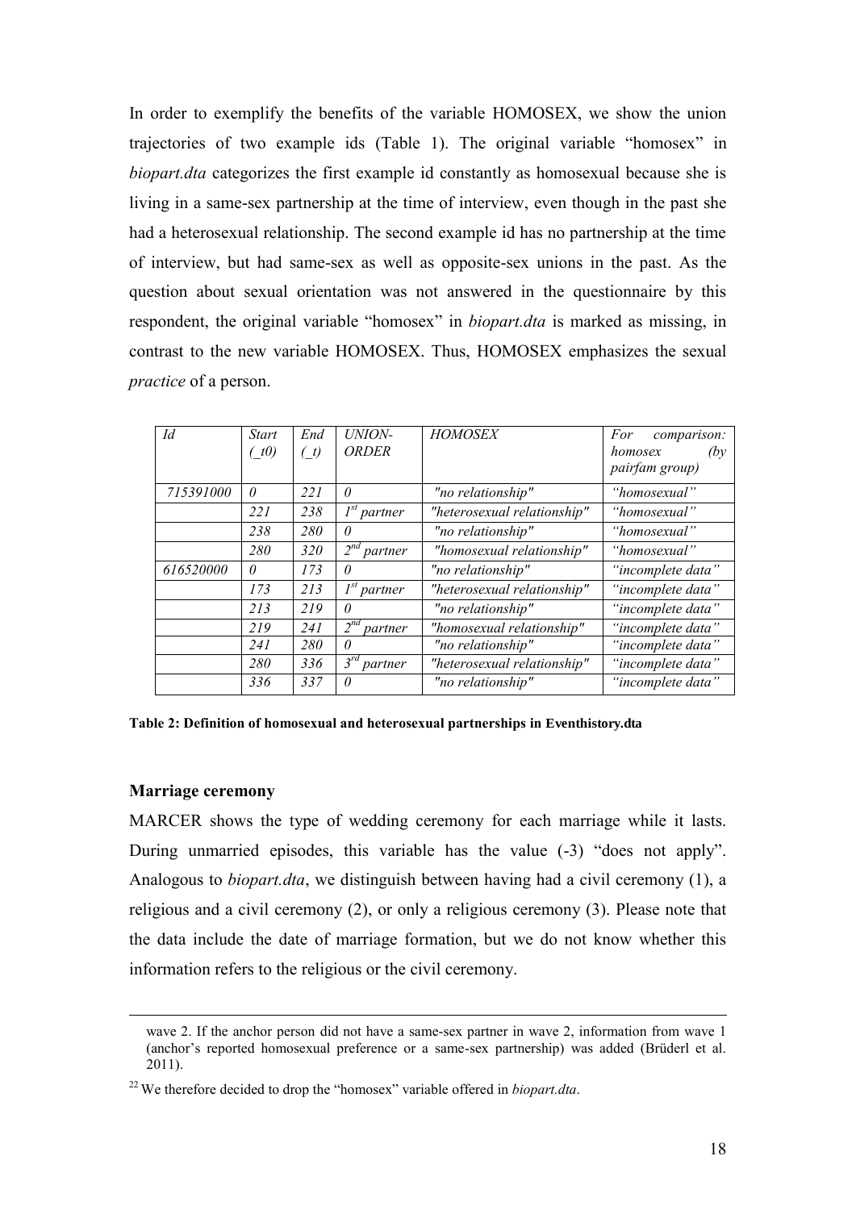In order to exemplify the benefits of the variable HOMOSEX, we show the union trajectories of two example ids (Table 1). The original variable "homosex" in *biopart.dta* categorizes the first example id constantly as homosexual because she is living in a same-sex partnership at the time of interview, even though in the past she had a heterosexual relationship. The second example id has no partnership at the time of interview, but had same-sex as well as opposite-sex unions in the past. As the question about sexual orientation was not answered in the questionnaire by this respondent, the original variable "homosex" in *biopart.dta* is marked as missing, in contrast to the new variable HOMOSEX. Thus, HOMOSEX emphasizes the sexual *practice* of a person.

| *Id* | *Start (_t0)* | *End (_t)* | *UNION-ORDER* | *HOMOSEX* | *For comparison: homosex (by pairfam group)* |
|---|---|---|---|---|---|
| *715391000* | *0* | *221* | *0* | *"no relationship"* | *"homosexual"* |
| | *221* | *238* | *1st partner* | *"heterosexual relationship"* | *"homosexual"* |
| | *238* | *280* | *0* | *"no relationship"* | *"homosexual"* |
| | *280* | *320* | *2nd partner* | *"homosexual relationship"* | *"homosexual"* |
| *616520000* | *0* | *173* | *0* | *"no relationship"* | *"incomplete data"* |
| | *173* | *213* | *1st partner* | *"heterosexual relationship"* | *"incomplete data"* |
| | *213* | *219* | *0* | *"no relationship"* | *"incomplete data"* |
| | *219* | *241* | *2nd partner* | *"homosexual relationship"* | *"incomplete data"* |
| | *241* | *280* | *0* | *"no relationship"* | *"incomplete data"* |
| | *280* | *336* | *3rd partner* | *"heterosexual relationship"* | *"incomplete data"* |
| | *336* | *337* | *0* | *"no relationship"* | *"incomplete data"* |

**Table 2: Definition of homosexual and heterosexual partnerships in Eventhistory.dta**

### Marriage ceremony

MARCER shows the type of wedding ceremony for each marriage while it lasts. During unmarried episodes, this variable has the value (-3) "does not apply". Analogous to *biopart.dta*, we distinguish between having had a civil ceremony (1), a religious and a civil ceremony (2), or only a religious ceremony (3). Please note that the data include the date of marriage formation, but we do not know whether this information refers to the religious or the civil ceremony.

---

wave 2. If the anchor person did not have a same-sex partner in wave 2, information from wave 1 (anchor's reported homosexual preference or a same-sex partnership) was added (Brüderl et al. 2011).

[22] We therefore decided to drop the "homosex" variable offered in *biopart.dta*.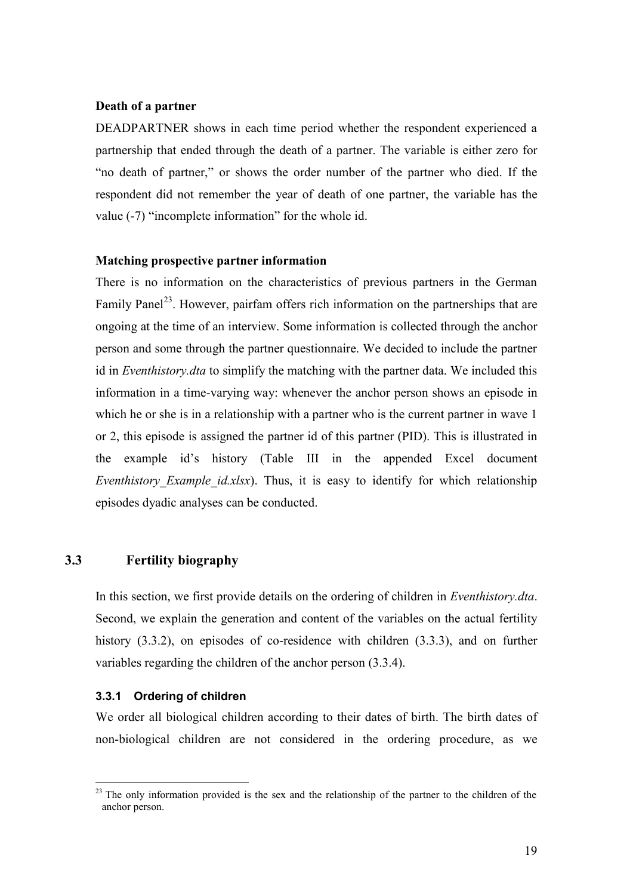**Death of a partner**

DEADPARTNER shows in each time period whether the respondent experienced a partnership that ended through the death of a partner. The variable is either zero for "no death of partner," or shows the order number of the partner who died. If the respondent did not remember the year of death of one partner, the variable has the value (-7) "incomplete information" for the whole id.

**Matching prospective partner information**

There is no information on the characteristics of previous partners in the German Family Panel[23]. However, pairfam offers rich information on the partnerships that are ongoing at the time of an interview. Some information is collected through the anchor person and some through the partner questionnaire. We decided to include the partner id in *Eventhistory.dta* to simplify the matching with the partner data. We included this information in a time-varying way: whenever the anchor person shows an episode in which he or she is in a relationship with a partner who is the current partner in wave 1 or 2, this episode is assigned the partner id of this partner (PID). This is illustrated in the example id's history (Table III in the appended Excel document *Eventhistory_Example_id.xlsx*). Thus, it is easy to identify for which relationship episodes dyadic analyses can be conducted.

## 3.3 Fertility biography

In this section, we first provide details on the ordering of children in *Eventhistory.dta*. Second, we explain the generation and content of the variables on the actual fertility history (3.3.2), on episodes of co-residence with children (3.3.3), and on further variables regarding the children of the anchor person (3.3.4).

### 3.3.1 Ordering of children

We order all biological children according to their dates of birth. The birth dates of non-biological children are not considered in the ordering procedure, as we

[23] The only information provided is the sex and the relationship of the partner to the children of the anchor person.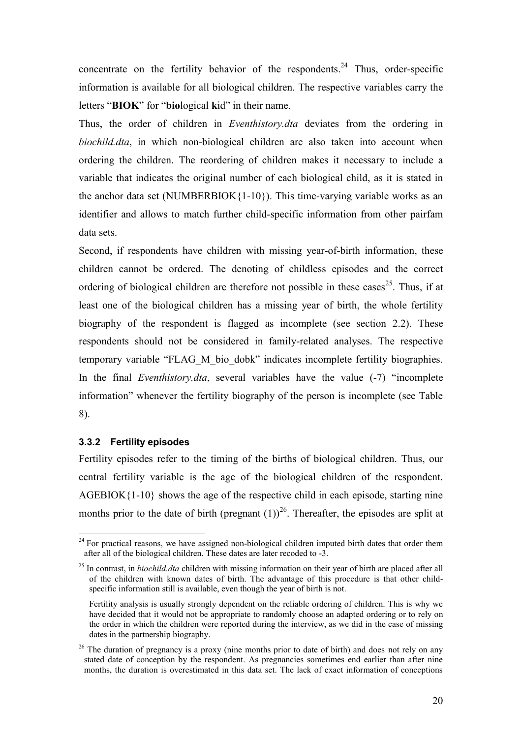concentrate on the fertility behavior of the respondents.[24] Thus, order-specific information is available for all biological children. The respective variables carry the letters "**BIOK**" for "**bio**logical **k**id" in their name.

Thus, the order of children in *Eventhistory.dta* deviates from the ordering in *biochild.dta*, in which non-biological children are also taken into account when ordering the children. The reordering of children makes it necessary to include a variable that indicates the original number of each biological child, as it is stated in the anchor data set (NUMBERBIOK{1-10}). This time-varying variable works as an identifier and allows to match further child-specific information from other pairfam data sets.

Second, if respondents have children with missing year-of-birth information, these children cannot be ordered. The denoting of childless episodes and the correct ordering of biological children are therefore not possible in these cases[25]. Thus, if at least one of the biological children has a missing year of birth, the whole fertility biography of the respondent is flagged as incomplete (see section 2.2). These respondents should not be considered in family-related analyses. The respective temporary variable "FLAG_M_bio_dobk" indicates incomplete fertility biographies. In the final *Eventhistory.dta*, several variables have the value (-7) "incomplete information" whenever the fertility biography of the person is incomplete (see Table 8).

### 3.3.2 Fertility episodes

Fertility episodes refer to the timing of the births of biological children. Thus, our central fertility variable is the age of the biological children of the respondent. AGEBIOK{1-10} shows the age of the respective child in each episode, starting nine months prior to the date of birth (pregnant (1))[26]. Thereafter, the episodes are split at

---

[24] For practical reasons, we have assigned non-biological children imputed birth dates that order them after all of the biological children. These dates are later recoded to -3.

[25] In contrast, in *biochild.dta* children with missing information on their year of birth are placed after all of the children with known dates of birth. The advantage of this procedure is that other child-specific information still is available, even though the year of birth is not.

Fertility analysis is usually strongly dependent on the reliable ordering of children. This is why we have decided that it would not be appropriate to randomly choose an adapted ordering or to rely on the order in which the children were reported during the interview, as we did in the case of missing dates in the partnership biography.

[26] The duration of pregnancy is a proxy (nine months prior to date of birth) and does not rely on any stated date of conception by the respondent. As pregnancies sometimes end earlier than after nine months, the duration is overestimated in this data set. The lack of exact information of conceptions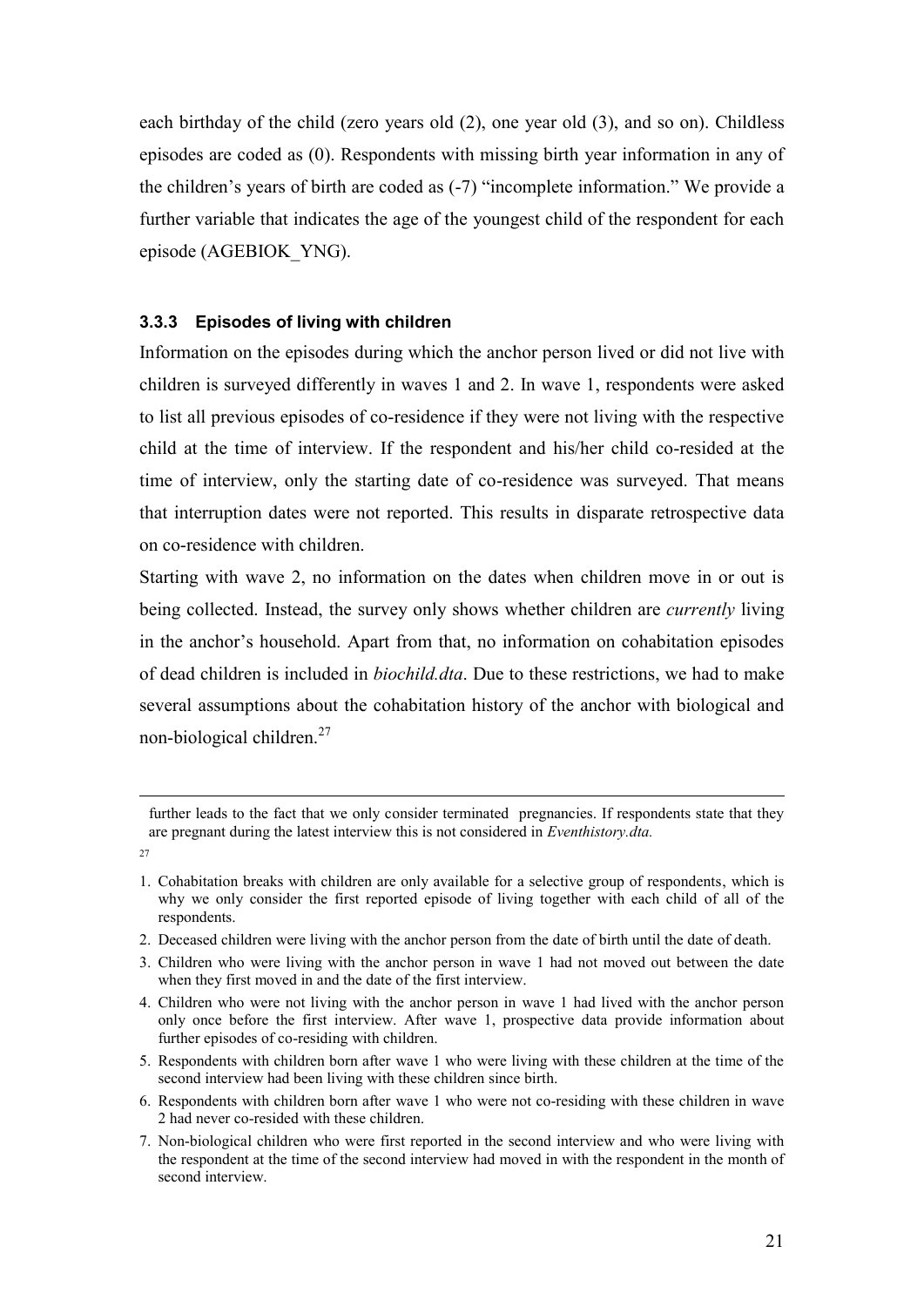each birthday of the child (zero years old (2), one year old (3), and so on). Childless episodes are coded as (0). Respondents with missing birth year information in any of the children's years of birth are coded as (-7) "incomplete information." We provide a further variable that indicates the age of the youngest child of the respondent for each episode (AGEBIOK_YNG).

### 3.3.3 Episodes of living with children

Information on the episodes during which the anchor person lived or did not live with children is surveyed differently in waves 1 and 2. In wave 1, respondents were asked to list all previous episodes of co-residence if they were not living with the respective child at the time of interview. If the respondent and his/her child co-resided at the time of interview, only the starting date of co-residence was surveyed. That means that interruption dates were not reported. This results in disparate retrospective data on co-residence with children.

Starting with wave 2, no information on the dates when children move in or out is being collected. Instead, the survey only shows whether children are *currently* living in the anchor's household. Apart from that, no information on cohabitation episodes of dead children is included in *biochild.dta*. Due to these restrictions, we had to make several assumptions about the cohabitation history of the anchor with biological and non-biological children.[27]

---

further leads to the fact that we only consider terminated pregnancies. If respondents state that they are pregnant during the latest interview this is not considered in *Eventhistory.dta.*

[27]

1. Cohabitation breaks with children are only available for a selective group of respondents, which is why we only consider the first reported episode of living together with each child of all of the respondents.
2. Deceased children were living with the anchor person from the date of birth until the date of death.
3. Children who were living with the anchor person in wave 1 had not moved out between the date when they first moved in and the date of the first interview.
4. Children who were not living with the anchor person in wave 1 had lived with the anchor person only once before the first interview. After wave 1, prospective data provide information about further episodes of co-residing with children.
5. Respondents with children born after wave 1 who were living with these children at the time of the second interview had been living with these children since birth.
6. Respondents with children born after wave 1 who were not co-residing with these children in wave 2 had never co-resided with these children.
7. Non-biological children who were first reported in the second interview and who were living with the respondent at the time of the second interview had moved in with the respondent in the month of second interview.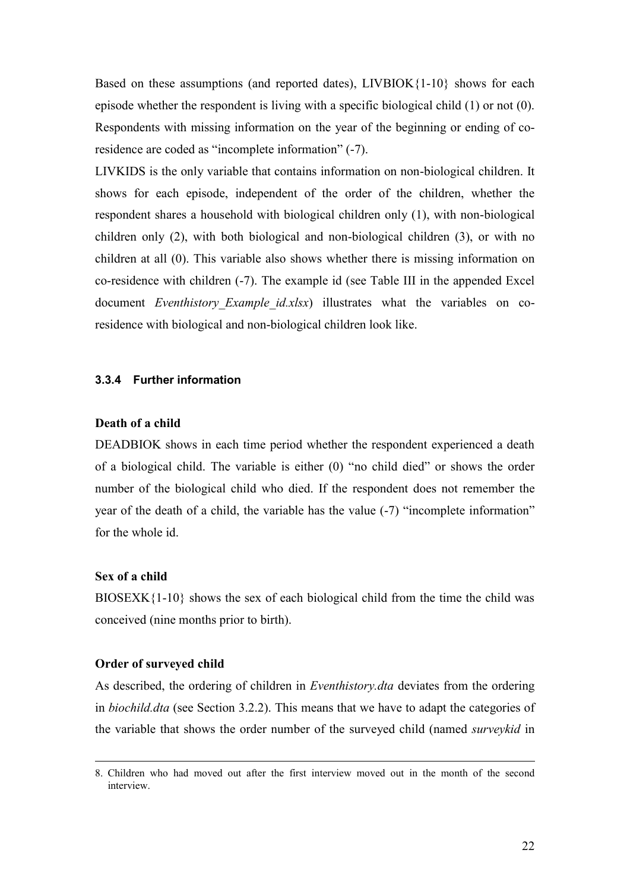Based on these assumptions (and reported dates), LIVBIOK{1-10} shows for each episode whether the respondent is living with a specific biological child (1) or not (0). Respondents with missing information on the year of the beginning or ending of co-residence are coded as "incomplete information" (-7).

LIVKIDS is the only variable that contains information on non-biological children. It shows for each episode, independent of the order of the children, whether the respondent shares a household with biological children only (1), with non-biological children only (2), with both biological and non-biological children (3), or with no children at all (0). This variable also shows whether there is missing information on co-residence with children (-7). The example id (see Table III in the appended Excel document *Eventhistory_Example_id.xlsx*) illustrates what the variables on co-residence with biological and non-biological children look like.

### 3.3.4 Further information

**Death of a child**

DEADBIOK shows in each time period whether the respondent experienced a death of a biological child. The variable is either (0) "no child died" or shows the order number of the biological child who died. If the respondent does not remember the year of the death of a child, the variable has the value (-7) "incomplete information" for the whole id.

**Sex of a child**

BIOSEXK{1-10} shows the sex of each biological child from the time the child was conceived (nine months prior to birth).

**Order of surveyed child**

As described, the ordering of children in *Eventhistory.dta* deviates from the ordering in *biochild.dta* (see Section 3.2.2). This means that we have to adapt the categories of the variable that shows the order number of the surveyed child (named *surveykid* in

---

8. Children who had moved out after the first interview moved out in the month of the second interview.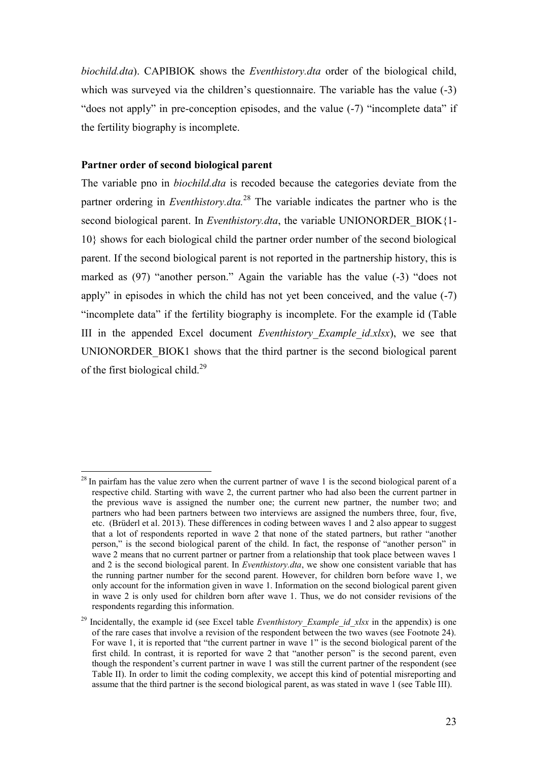*biochild.dta*). CAPIBIOK shows the *Eventhistory.dta* order of the biological child, which was surveyed via the children's questionnaire. The variable has the value (-3) "does not apply" in pre-conception episodes, and the value (-7) "incomplete data" if the fertility biography is incomplete.

**Partner order of second biological parent**

The variable pno in *biochild.dta* is recoded because the categories deviate from the partner ordering in *Eventhistory.dta.*[28] The variable indicates the partner who is the second biological parent. In *Eventhistory.dta*, the variable UNIONORDER_BIOK{1-10} shows for each biological child the partner order number of the second biological parent. If the second biological parent is not reported in the partnership history, this is marked as (97) "another person." Again the variable has the value (-3) "does not apply" in episodes in which the child has not yet been conceived, and the value (-7) "incomplete data" if the fertility biography is incomplete. For the example id (Table III in the appended Excel document *Eventhistory_Example_id.xlsx*), we see that UNIONORDER_BIOK1 shows that the third partner is the second biological parent of the first biological child.[29]

[28] In pairfam has the value zero when the current partner of wave 1 is the second biological parent of a respective child. Starting with wave 2, the current partner who had also been the current partner in the previous wave is assigned the number one; the current new partner, the number two; and partners who had been partners between two interviews are assigned the numbers three, four, five, etc. (Brüderl et al. 2013). These differences in coding between waves 1 and 2 also appear to suggest that a lot of respondents reported in wave 2 that none of the stated partners, but rather "another person," is the second biological parent of the child. In fact, the response of "another person" in wave 2 means that no current partner or partner from a relationship that took place between waves 1 and 2 is the second biological parent. In *Eventhistory.dta*, we show one consistent variable that has the running partner number for the second parent. However, for children born before wave 1, we only account for the information given in wave 1. Information on the second biological parent given in wave 2 is only used for children born after wave 1. Thus, we do not consider revisions of the respondents regarding this information.

[29] Incidentally, the example id (see Excel table *Eventhistory_Example_id_xlsx* in the appendix) is one of the rare cases that involve a revision of the respondent between the two waves (see Footnote 24). For wave 1, it is reported that "the current partner in wave 1" is the second biological parent of the first child. In contrast, it is reported for wave 2 that "another person" is the second parent, even though the respondent's current partner in wave 1 was still the current partner of the respondent (see Table II). In order to limit the coding complexity, we accept this kind of potential misreporting and assume that the third partner is the second biological parent, as was stated in wave 1 (see Table III).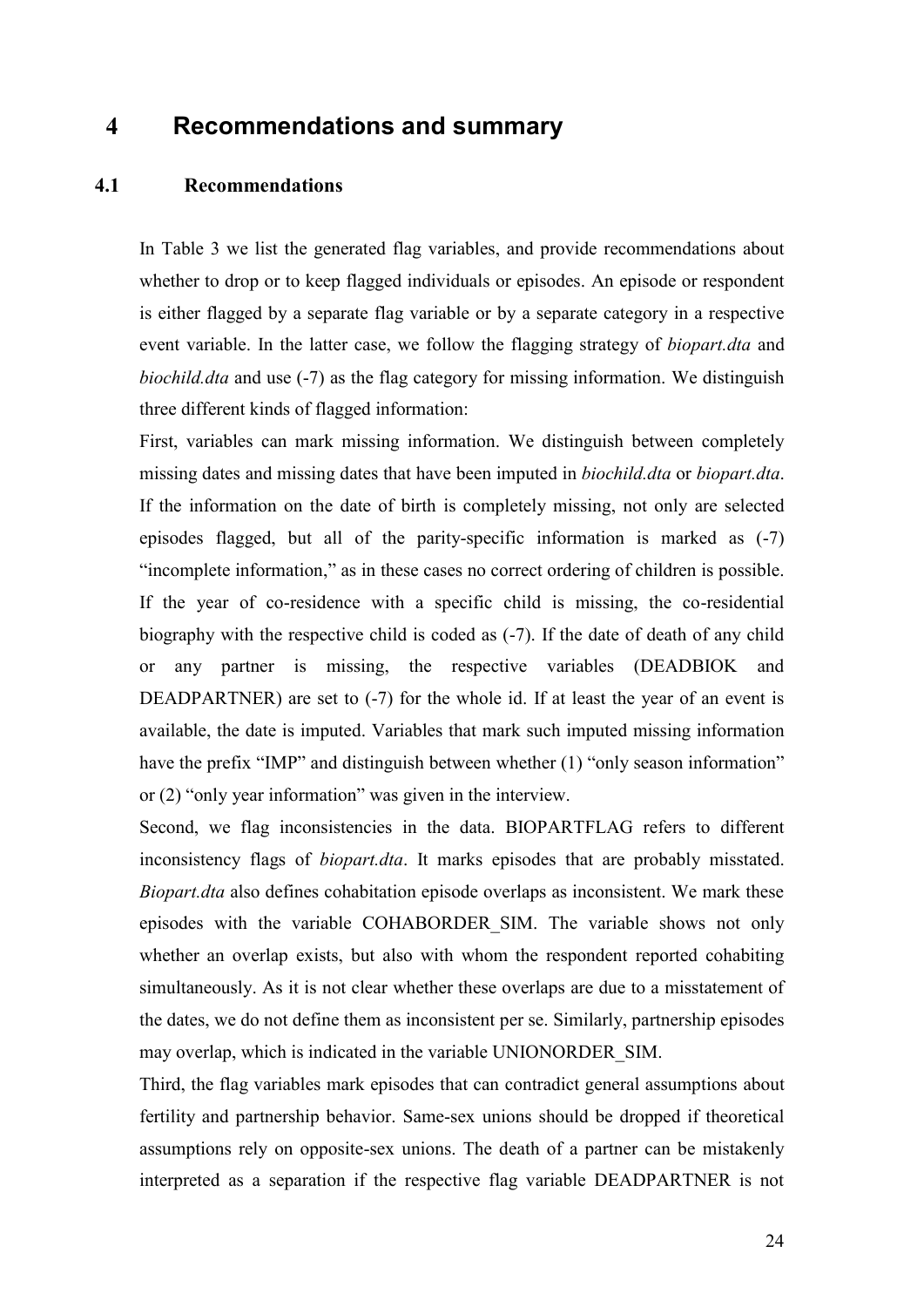# 4 Recommendations and summary

## 4.1 Recommendations

In Table 3 we list the generated flag variables, and provide recommendations about whether to drop or to keep flagged individuals or episodes. An episode or respondent is either flagged by a separate flag variable or by a separate category in a respective event variable. In the latter case, we follow the flagging strategy of *biopart.dta* and *biochild.dta* and use (-7) as the flag category for missing information. We distinguish three different kinds of flagged information:

First, variables can mark missing information. We distinguish between completely missing dates and missing dates that have been imputed in *biochild.dta* or *biopart.dta*. If the information on the date of birth is completely missing, not only are selected episodes flagged, but all of the parity-specific information is marked as (-7) "incomplete information," as in these cases no correct ordering of children is possible. If the year of co-residence with a specific child is missing, the co-residential biography with the respective child is coded as (-7). If the date of death of any child or any partner is missing, the respective variables (DEADBIOK and DEADPARTNER) are set to (-7) for the whole id. If at least the year of an event is available, the date is imputed. Variables that mark such imputed missing information have the prefix "IMP" and distinguish between whether (1) "only season information" or (2) "only year information" was given in the interview.

Second, we flag inconsistencies in the data. BIOPARTFLAG refers to different inconsistency flags of *biopart.dta*. It marks episodes that are probably misstated. *Biopart.dta* also defines cohabitation episode overlaps as inconsistent. We mark these episodes with the variable COHABORDER_SIM. The variable shows not only whether an overlap exists, but also with whom the respondent reported cohabiting simultaneously. As it is not clear whether these overlaps are due to a misstatement of the dates, we do not define them as inconsistent per se. Similarly, partnership episodes may overlap, which is indicated in the variable UNIONORDER_SIM.

Third, the flag variables mark episodes that can contradict general assumptions about fertility and partnership behavior. Same-sex unions should be dropped if theoretical assumptions rely on opposite-sex unions. The death of a partner can be mistakenly interpreted as a separation if the respective flag variable DEADPARTNER is not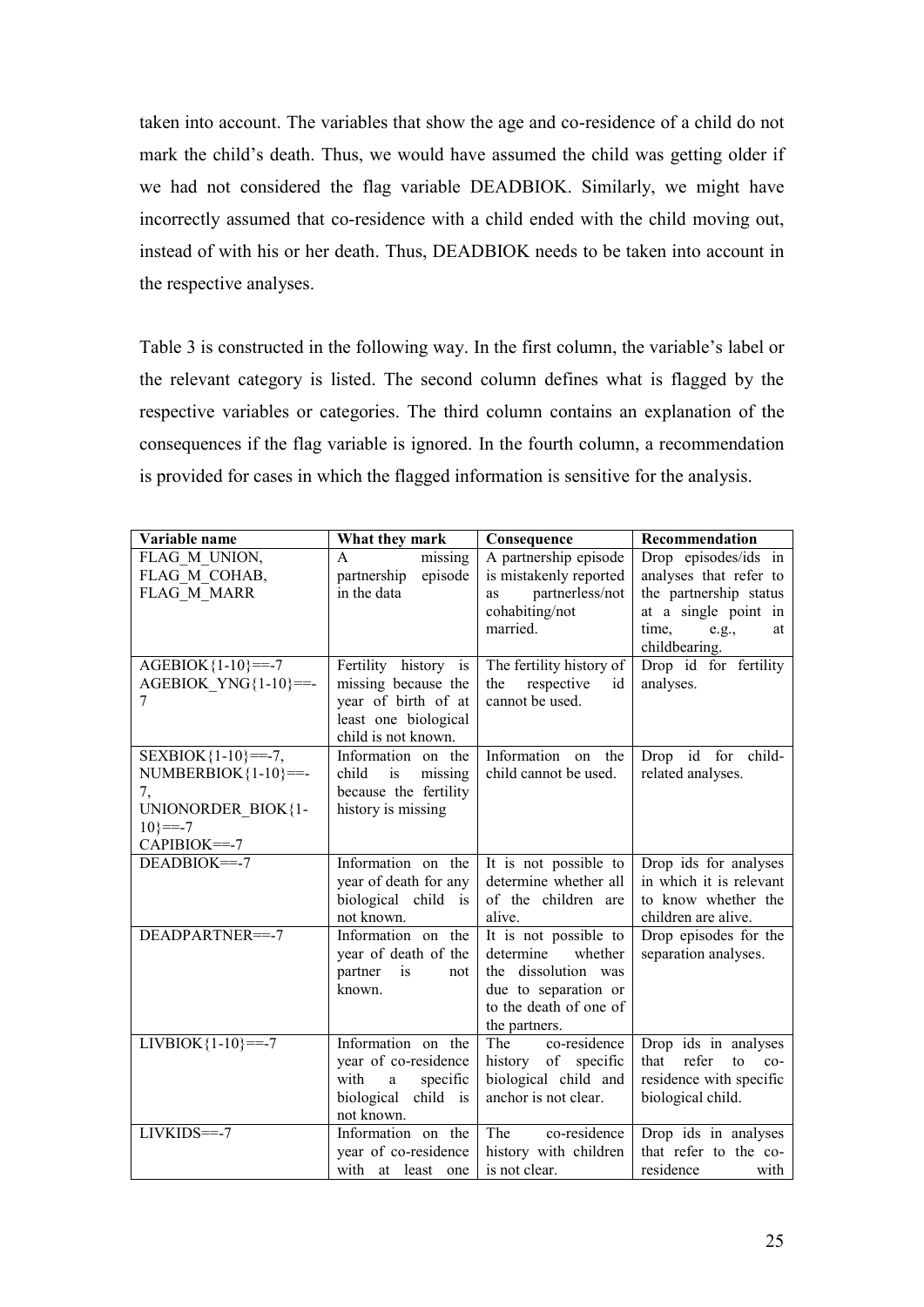taken into account. The variables that show the age and co-residence of a child do not mark the child's death. Thus, we would have assumed the child was getting older if we had not considered the flag variable DEADBIOK. Similarly, we might have incorrectly assumed that co-residence with a child ended with the child moving out, instead of with his or her death. Thus, DEADBIOK needs to be taken into account in the respective analyses.

Table 3 is constructed in the following way. In the first column, the variable's label or the relevant category is listed. The second column defines what is flagged by the respective variables or categories. The third column contains an explanation of the consequences if the flag variable is ignored. In the fourth column, a recommendation is provided for cases in which the flagged information is sensitive for the analysis.

| Variable name | What they mark | Consequence | Recommendation |
|---|---|---|---|
| FLAG_M_UNION, FLAG_M_COHAB, FLAG_M_MARR | A missing partnership episode in the data | A partnership episode is mistakenly reported as partnerless/not cohabiting/not married. | Drop episodes/ids in analyses that refer to the partnership status at a single point in time, e.g., at childbearing. |
| AGEBIOK{1-10}==-7 AGEBIOK_YNG{1-10}==-7 | Fertility history is missing because the year of birth of at least one biological child is not known. | The fertility history of the respective id cannot be used. | Drop id for fertility analyses. |
| SEXBIOK{1-10}==-7, NUMBERBIOK{1-10}==-7, UNIONORDER_BIOK{1-10}==-7 CAPIBIOK==-7 | Information on the child is missing because the fertility history is missing | Information on the child cannot be used. | Drop id for child-related analyses. |
| DEADBIOK==-7 | Information on the year of death for any biological child is not known. | It is not possible to determine whether all of the children are alive. | Drop ids for analyses in which it is relevant to know whether the children are alive. |
| DEADPARTNER==-7 | Information on the year of death of the partner is not known. | It is not possible to determine whether the dissolution was due to separation or to the death of one of the partners. | Drop episodes for the separation analyses. |
| LIVBIOK{1-10}==-7 | Information on the year of co-residence with a specific biological child is not known. | The co-residence history of specific biological child and anchor is not clear. | Drop ids in analyses that refer to co-residence with specific biological child. |
| LIVKIDS==-7 | Information on the year of co-residence with at least one | The co-residence history with children is not clear. | Drop ids in analyses that refer to the co-residence with |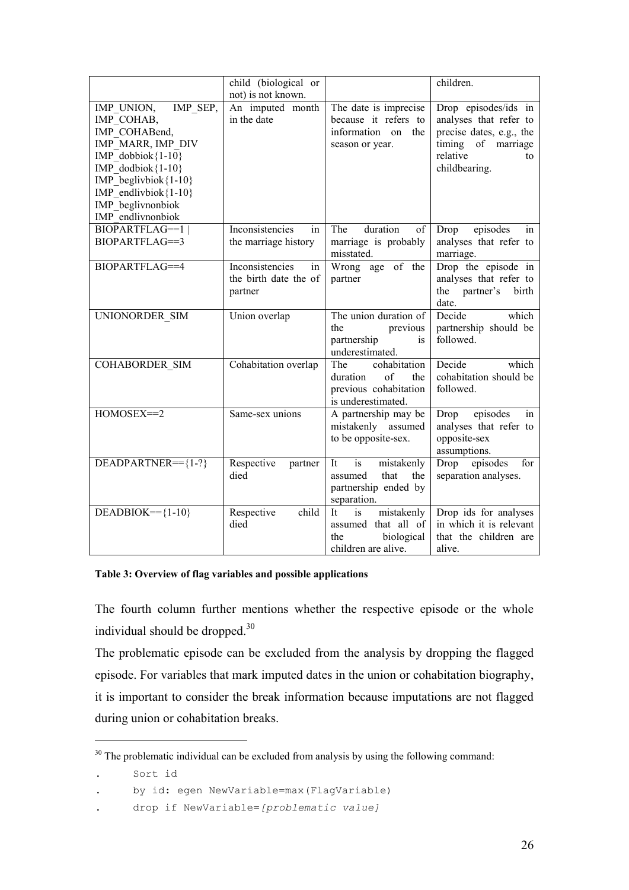|  | child (biological or not) is not known. |  | children. |
|---|---|---|---|
| IMP_UNION, IMP_SEP, IMP_COHAB, IMP_COHABend, IMP_MARR, IMP_DIV IMP_dobbiok{1-10} IMP_dodbiok{1-10} IMP_beglivbiok{1-10} IMP_endlivbiok{1-10} IMP_beglivnonbiok IMP_endlivnonbiok | An imputed month in the date | The date is imprecise because it refers to information on the season or year. | Drop episodes/ids in analyses that refer to precise dates, e.g., the timing of marriage relative to childbearing. |
| BIOPARTFLAG==1 \| BIOPARTFLAG==3 | Inconsistencies in the marriage history | The duration of marriage is probably misstated. | Drop episodes in analyses that refer to marriage. |
| BIOPARTFLAG==4 | Inconsistencies in the birth date the of partner | Wrong age of the partner | Drop the episode in analyses that refer to the partner's birth date. |
| UNIONORDER_SIM | Union overlap | The union duration of the previous partnership is underestimated. | Decide which partnership should be followed. |
| COHABORDER_SIM | Cohabitation overlap | The cohabitation duration of the previous cohabitation is underestimated. | Decide which cohabitation should be followed. |
| HOMOSEX==2 | Same-sex unions | A partnership may be mistakenly assumed to be opposite-sex. | Drop episodes in analyses that refer to opposite-sex assumptions. |
| DEADPARTNER=={1-?} | Respective partner died | It is mistakenly assumed that the partnership ended by separation. | Drop episodes for separation analyses. |
| DEADBIOK=={1-10} | Respective child died | It is mistakenly assumed that all of the biological children are alive. | Drop ids for analyses in which it is relevant that the children are alive. |

**Table 3: Overview of flag variables and possible applications**

The fourth column further mentions whether the respective episode or the whole individual should be dropped.[30]

The problematic episode can be excluded from the analysis by dropping the flagged episode. For variables that mark imputed dates in the union or cohabitation biography, it is important to consider the break information because imputations are not flagged during union or cohabitation breaks.

[30] The problematic individual can be excluded from analysis by using the following command:

```
.     Sort id
.     by id: egen NewVariable=max(FlagVariable)
.     drop if NewVariable=[problematic value]
```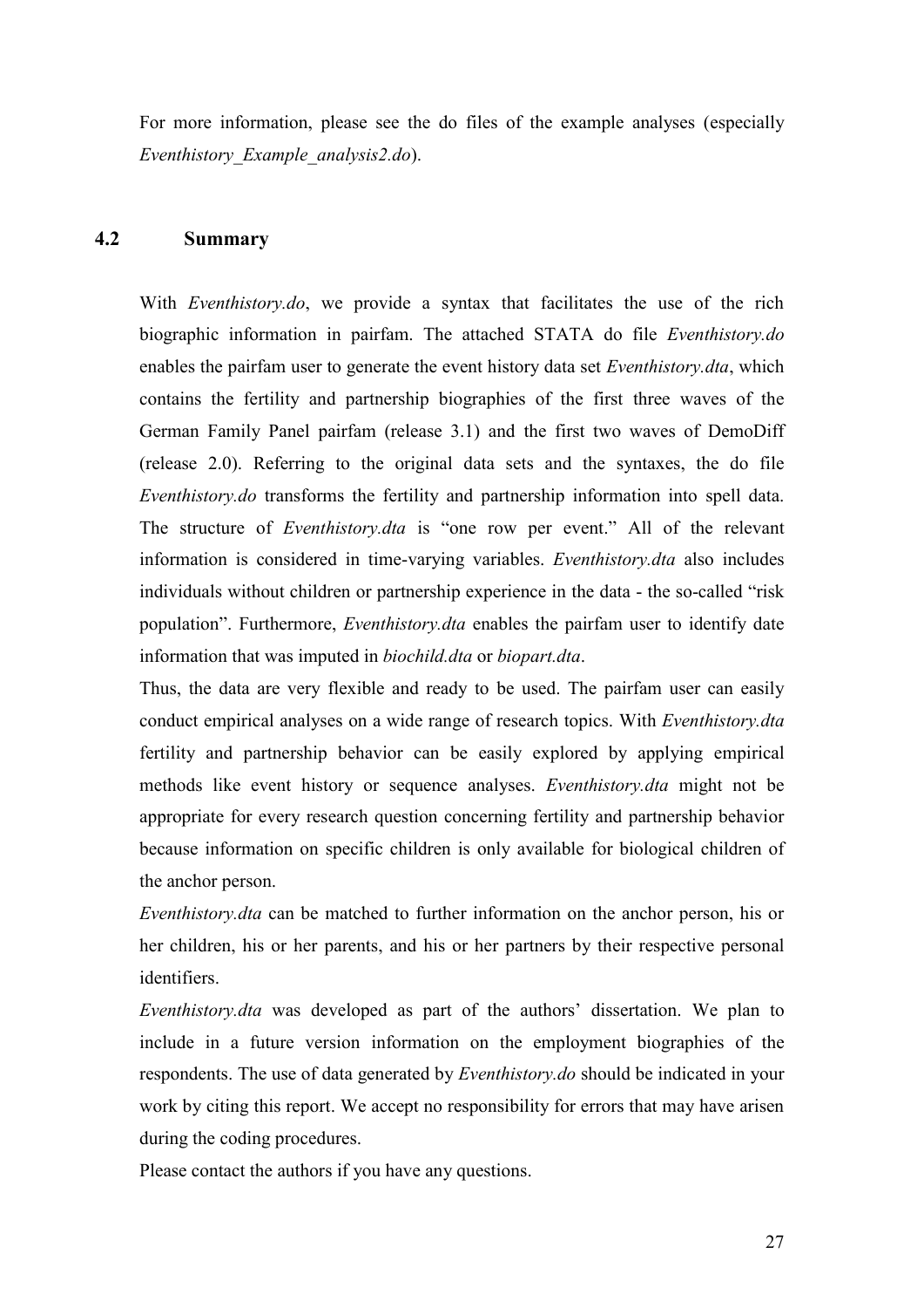For more information, please see the do files of the example analyses (especially *Eventhistory_Example_analysis2.do*).

## 4.2 Summary

With *Eventhistory.do*, we provide a syntax that facilitates the use of the rich biographic information in pairfam. The attached STATA do file *Eventhistory.do* enables the pairfam user to generate the event history data set *Eventhistory.dta*, which contains the fertility and partnership biographies of the first three waves of the German Family Panel pairfam (release 3.1) and the first two waves of DemoDiff (release 2.0). Referring to the original data sets and the syntaxes, the do file *Eventhistory.do* transforms the fertility and partnership information into spell data. The structure of *Eventhistory.dta* is "one row per event." All of the relevant information is considered in time-varying variables. *Eventhistory.dta* also includes individuals without children or partnership experience in the data - the so-called "risk population". Furthermore, *Eventhistory.dta* enables the pairfam user to identify date information that was imputed in *biochild.dta* or *biopart.dta*.

Thus, the data are very flexible and ready to be used. The pairfam user can easily conduct empirical analyses on a wide range of research topics. With *Eventhistory.dta* fertility and partnership behavior can be easily explored by applying empirical methods like event history or sequence analyses. *Eventhistory.dta* might not be appropriate for every research question concerning fertility and partnership behavior because information on specific children is only available for biological children of the anchor person.

*Eventhistory.dta* can be matched to further information on the anchor person, his or her children, his or her parents, and his or her partners by their respective personal identifiers.

*Eventhistory.dta* was developed as part of the authors' dissertation. We plan to include in a future version information on the employment biographies of the respondents. The use of data generated by *Eventhistory.do* should be indicated in your work by citing this report. We accept no responsibility for errors that may have arisen during the coding procedures.

Please contact the authors if you have any questions.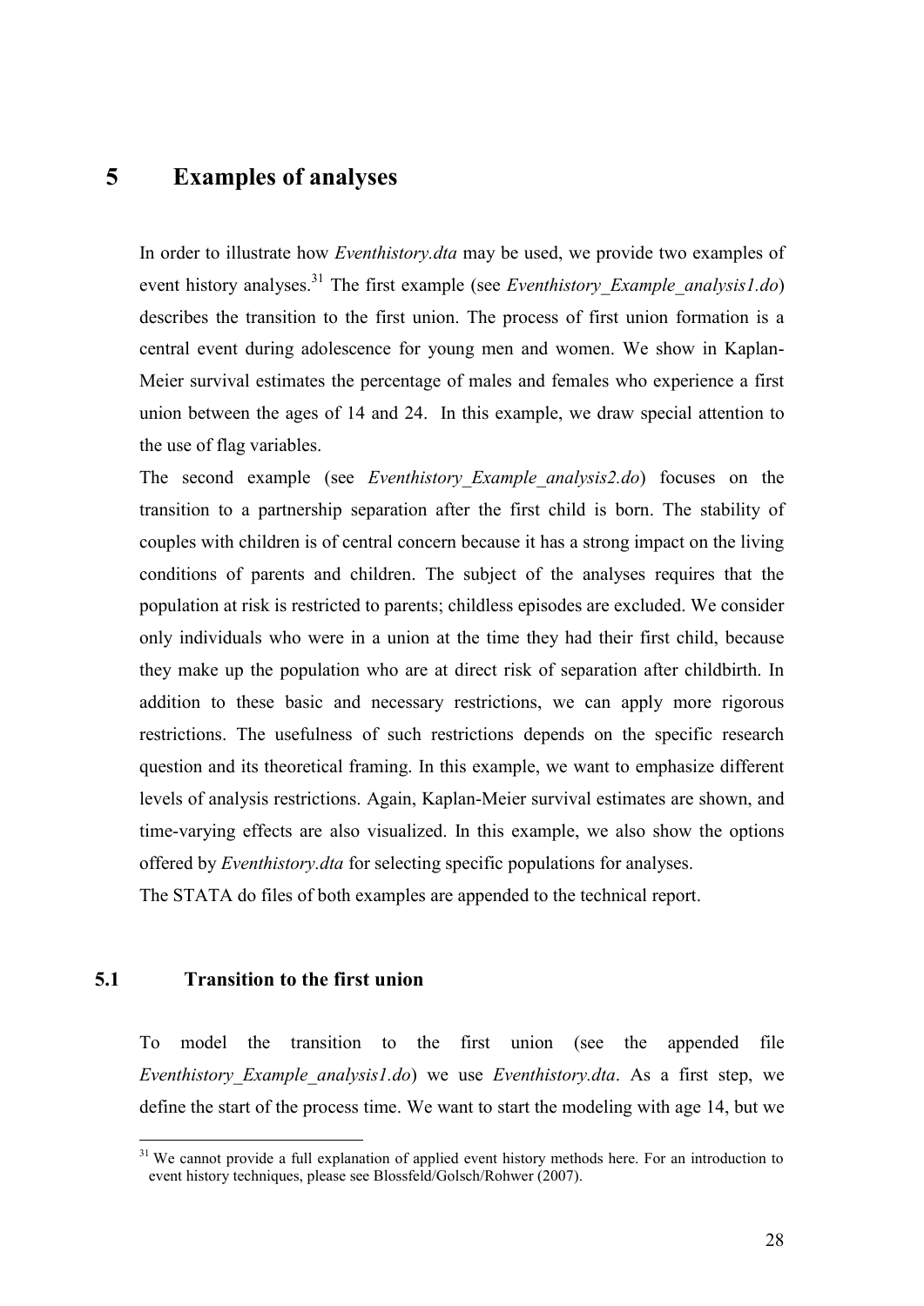# 5 Examples of analyses

In order to illustrate how *Eventhistory.dta* may be used, we provide two examples of event history analyses.[31] The first example (see *Eventhistory_Example_analysis1.do*) describes the transition to the first union. The process of first union formation is a central event during adolescence for young men and women. We show in Kaplan-Meier survival estimates the percentage of males and females who experience a first union between the ages of 14 and 24. In this example, we draw special attention to the use of flag variables.

The second example (see *Eventhistory_Example_analysis2.do*) focuses on the transition to a partnership separation after the first child is born. The stability of couples with children is of central concern because it has a strong impact on the living conditions of parents and children. The subject of the analyses requires that the population at risk is restricted to parents; childless episodes are excluded. We consider only individuals who were in a union at the time they had their first child, because they make up the population who are at direct risk of separation after childbirth. In addition to these basic and necessary restrictions, we can apply more rigorous restrictions. The usefulness of such restrictions depends on the specific research question and its theoretical framing. In this example, we want to emphasize different levels of analysis restrictions. Again, Kaplan-Meier survival estimates are shown, and time-varying effects are also visualized. In this example, we also show the options offered by *Eventhistory.dta* for selecting specific populations for analyses.

The STATA do files of both examples are appended to the technical report.

## 5.1 Transition to the first union

To model the transition to the first union (see the appended file *Eventhistory_Example_analysis1.do*) we use *Eventhistory.dta*. As a first step, we define the start of the process time. We want to start the modeling with age 14, but we

[31] We cannot provide a full explanation of applied event history methods here. For an introduction to event history techniques, please see Blossfeld/Golsch/Rohwer (2007).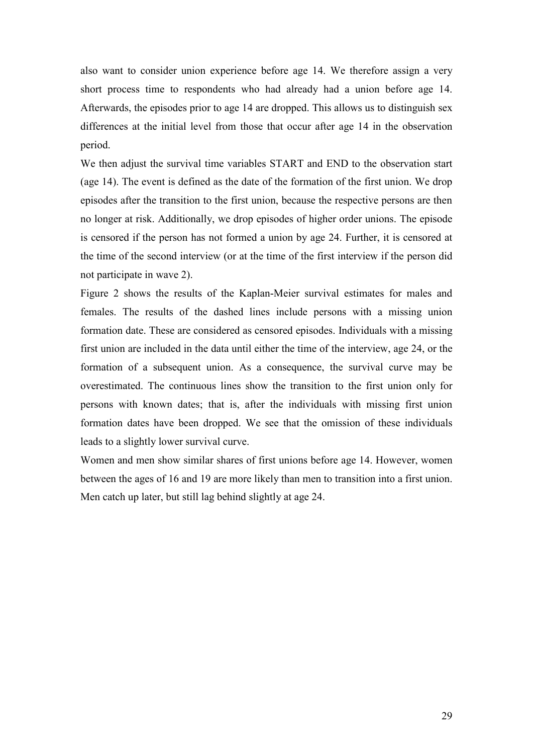also want to consider union experience before age 14. We therefore assign a very short process time to respondents who had already had a union before age 14. Afterwards, the episodes prior to age 14 are dropped. This allows us to distinguish sex differences at the initial level from those that occur after age 14 in the observation period.

We then adjust the survival time variables START and END to the observation start (age 14). The event is defined as the date of the formation of the first union. We drop episodes after the transition to the first union, because the respective persons are then no longer at risk. Additionally, we drop episodes of higher order unions. The episode is censored if the person has not formed a union by age 24. Further, it is censored at the time of the second interview (or at the time of the first interview if the person did not participate in wave 2).

Figure 2 shows the results of the Kaplan-Meier survival estimates for males and females. The results of the dashed lines include persons with a missing union formation date. These are considered as censored episodes. Individuals with a missing first union are included in the data until either the time of the interview, age 24, or the formation of a subsequent union. As a consequence, the survival curve may be overestimated. The continuous lines show the transition to the first union only for persons with known dates; that is, after the individuals with missing first union formation dates have been dropped. We see that the omission of these individuals leads to a slightly lower survival curve.

Women and men show similar shares of first unions before age 14. However, women between the ages of 16 and 19 are more likely than men to transition into a first union. Men catch up later, but still lag behind slightly at age 24.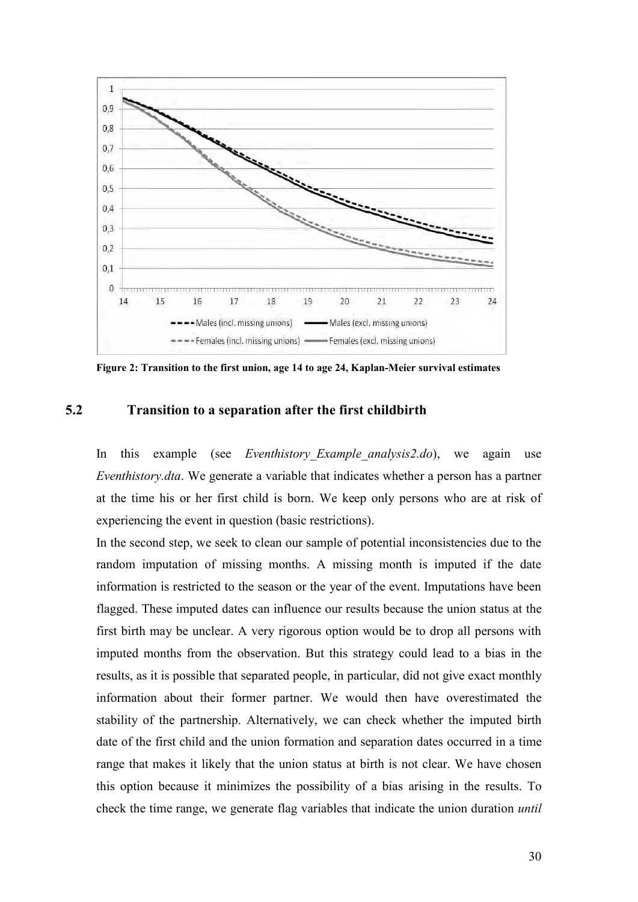Figure 2: Transition to the first union, age 14 to age 24, Kaplan-Meier survival estimates

## 5.2 Transition to a separation after the first childbirth

In this example (see *Eventhistory_Example_analysis2.do*), we again use *Eventhistory.dta*. We generate a variable that indicates whether a person has a partner at the time his or her first child is born. We keep only persons who are at risk of experiencing the event in question (basic restrictions).

In the second step, we seek to clean our sample of potential inconsistencies due to the random imputation of missing months. A missing month is imputed if the date information is restricted to the season or the year of the event. Imputations have been flagged. These imputed dates can influence our results because the union status at the first birth may be unclear. A very rigorous option would be to drop all persons with imputed months from the observation. But this strategy could lead to a bias in the results, as it is possible that separated people, in particular, did not give exact monthly information about their former partner. We would then have overestimated the stability of the partnership. Alternatively, we can check whether the imputed birth date of the first child and the union formation and separation dates occurred in a time range that makes it likely that the union status at birth is not clear. We have chosen this option because it minimizes the possibility of a bias arising in the results. To check the time range, we generate flag variables that indicate the union duration *until*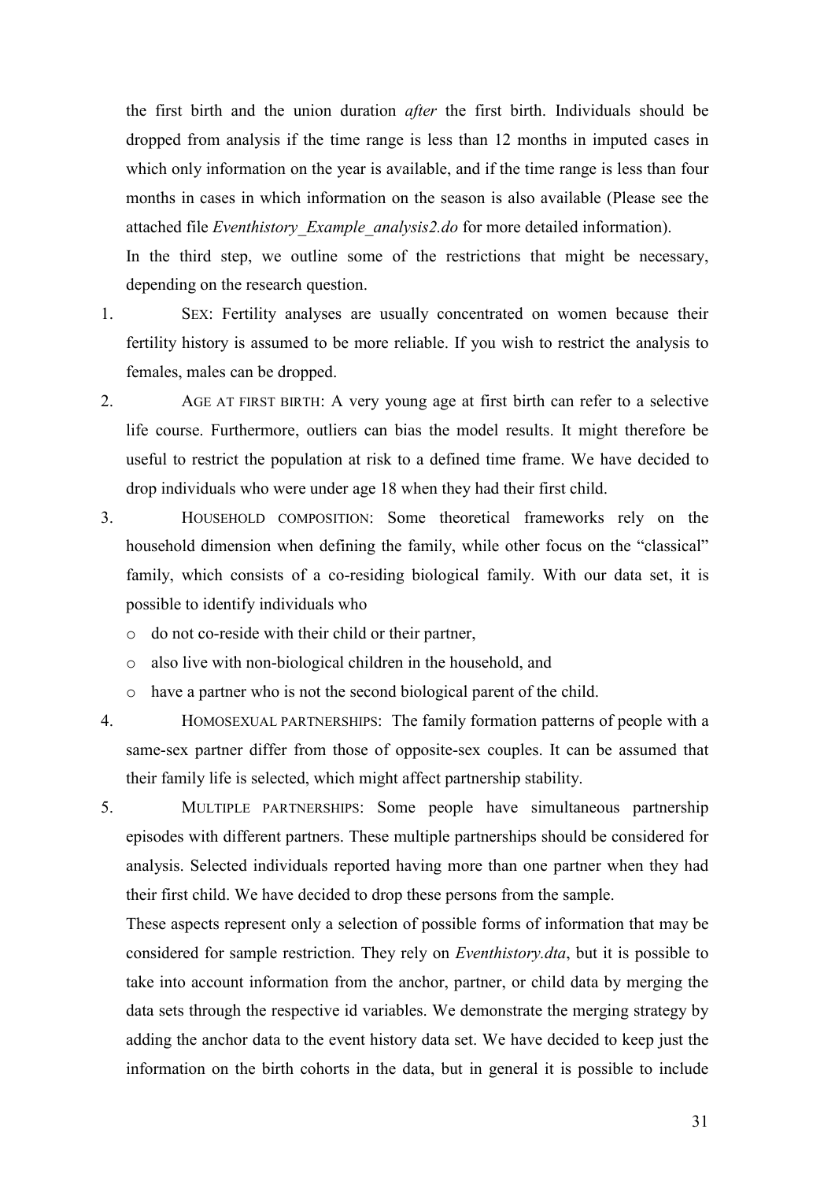the first birth and the union duration *after* the first birth. Individuals should be dropped from analysis if the time range is less than 12 months in imputed cases in which only information on the year is available, and if the time range is less than four months in cases in which information on the season is also available (Please see the attached file *Eventhistory_Example_analysis2.do* for more detailed information).

In the third step, we outline some of the restrictions that might be necessary, depending on the research question.

1. SEX: Fertility analyses are usually concentrated on women because their fertility history is assumed to be more reliable. If you wish to restrict the analysis to females, males can be dropped.
2. AGE AT FIRST BIRTH: A very young age at first birth can refer to a selective life course. Furthermore, outliers can bias the model results. It might therefore be useful to restrict the population at risk to a defined time frame. We have decided to drop individuals who were under age 18 when they had their first child.
3. HOUSEHOLD COMPOSITION: Some theoretical frameworks rely on the household dimension when defining the family, while other focus on the "classical" family, which consists of a co-residing biological family. With our data set, it is possible to identify individuals who
   - do not co-reside with their child or their partner,
   - also live with non-biological children in the household, and
   - have a partner who is not the second biological parent of the child.
4. HOMOSEXUAL PARTNERSHIPS: The family formation patterns of people with a same-sex partner differ from those of opposite-sex couples. It can be assumed that their family life is selected, which might affect partnership stability.
5. MULTIPLE PARTNERSHIPS: Some people have simultaneous partnership episodes with different partners. These multiple partnerships should be considered for analysis. Selected individuals reported having more than one partner when they had their first child. We have decided to drop these persons from the sample.

These aspects represent only a selection of possible forms of information that may be considered for sample restriction. They rely on *Eventhistory.dta*, but it is possible to take into account information from the anchor, partner, or child data by merging the data sets through the respective id variables. We demonstrate the merging strategy by adding the anchor data to the event history data set. We have decided to keep just the information on the birth cohorts in the data, but in general it is possible to include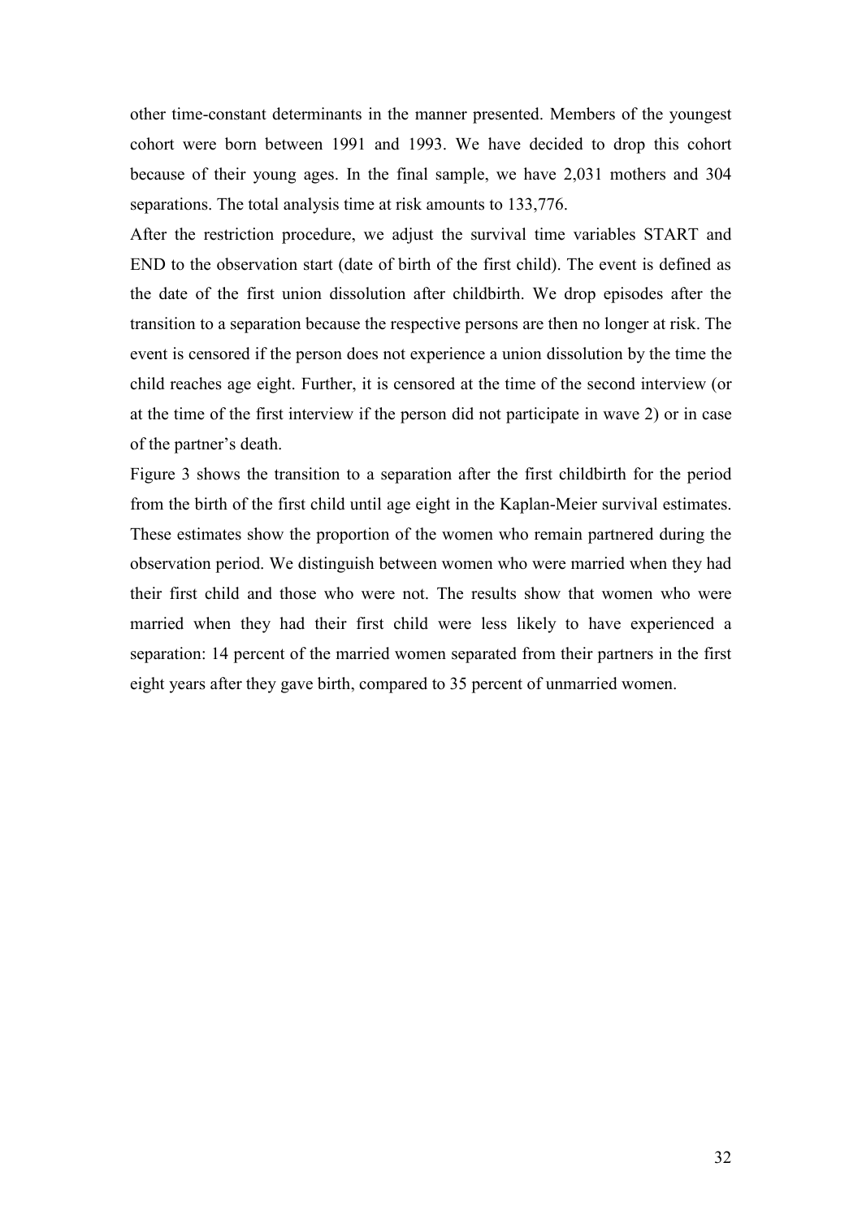other time-constant determinants in the manner presented. Members of the youngest cohort were born between 1991 and 1993. We have decided to drop this cohort because of their young ages. In the final sample, we have 2,031 mothers and 304 separations. The total analysis time at risk amounts to 133,776.

After the restriction procedure, we adjust the survival time variables START and END to the observation start (date of birth of the first child). The event is defined as the date of the first union dissolution after childbirth. We drop episodes after the transition to a separation because the respective persons are then no longer at risk. The event is censored if the person does not experience a union dissolution by the time the child reaches age eight. Further, it is censored at the time of the second interview (or at the time of the first interview if the person did not participate in wave 2) or in case of the partner's death.

Figure 3 shows the transition to a separation after the first childbirth for the period from the birth of the first child until age eight in the Kaplan-Meier survival estimates. These estimates show the proportion of the women who remain partnered during the observation period. We distinguish between women who were married when they had their first child and those who were not. The results show that women who were married when they had their first child were less likely to have experienced a separation: 14 percent of the married women separated from their partners in the first eight years after they gave birth, compared to 35 percent of unmarried women.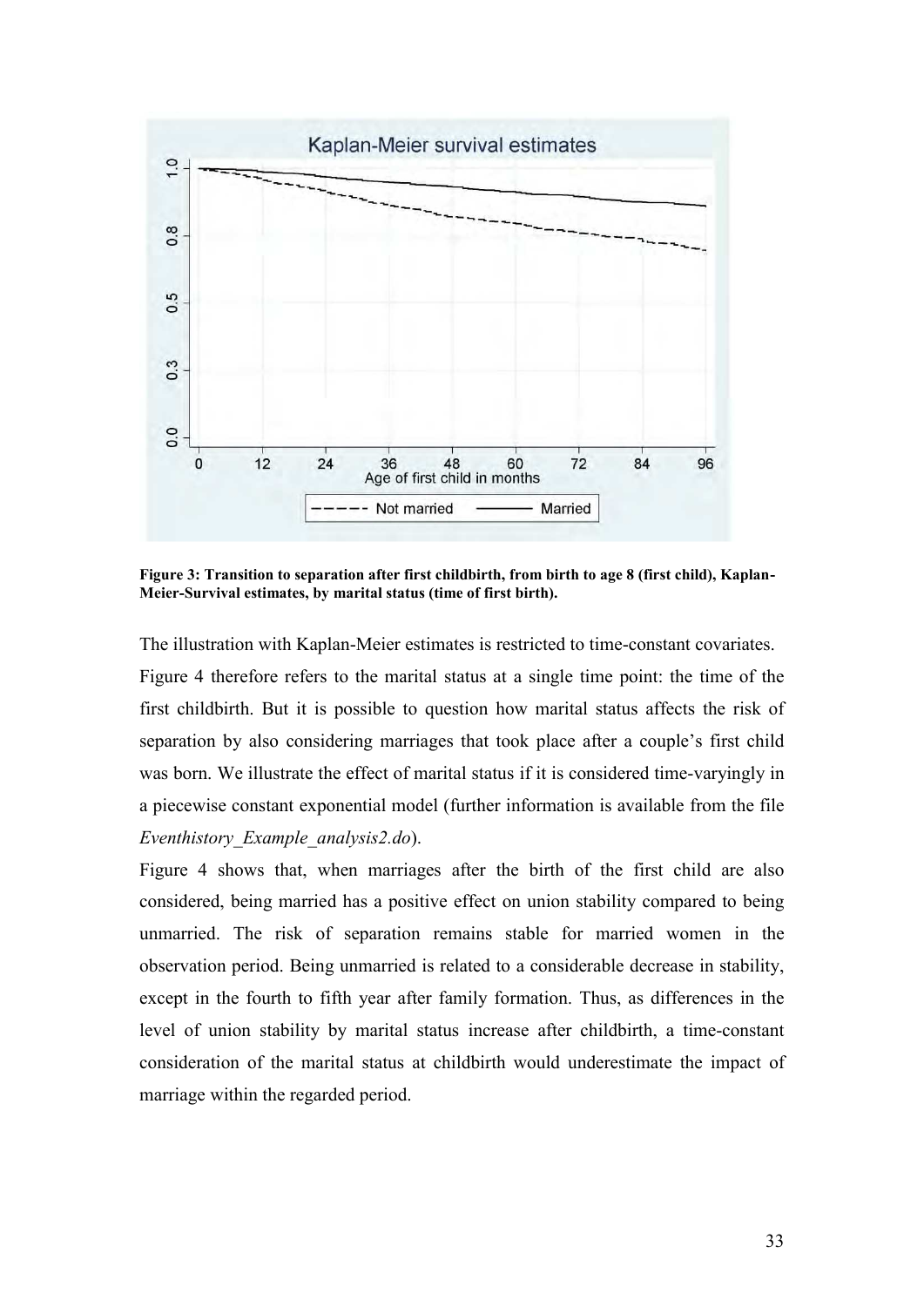**Figure 3: Transition to separation after first childbirth, from birth to age 8 (first child), Kaplan-Meier-Survival estimates, by marital status (time of first birth).**

The illustration with Kaplan-Meier estimates is restricted to time-constant covariates. Figure 4 therefore refers to the marital status at a single time point: the time of the first childbirth. But it is possible to question how marital status affects the risk of separation by also considering marriages that took place after a couple's first child was born. We illustrate the effect of marital status if it is considered time-varyingly in a piecewise constant exponential model (further information is available from the file *Eventhistory_Example_analysis2.do*).

Figure 4 shows that, when marriages after the birth of the first child are also considered, being married has a positive effect on union stability compared to being unmarried. The risk of separation remains stable for married women in the observation period. Being unmarried is related to a considerable decrease in stability, except in the fourth to fifth year after family formation. Thus, as differences in the level of union stability by marital status increase after childbirth, a time-constant consideration of the marital status at childbirth would underestimate the impact of marriage within the regarded period.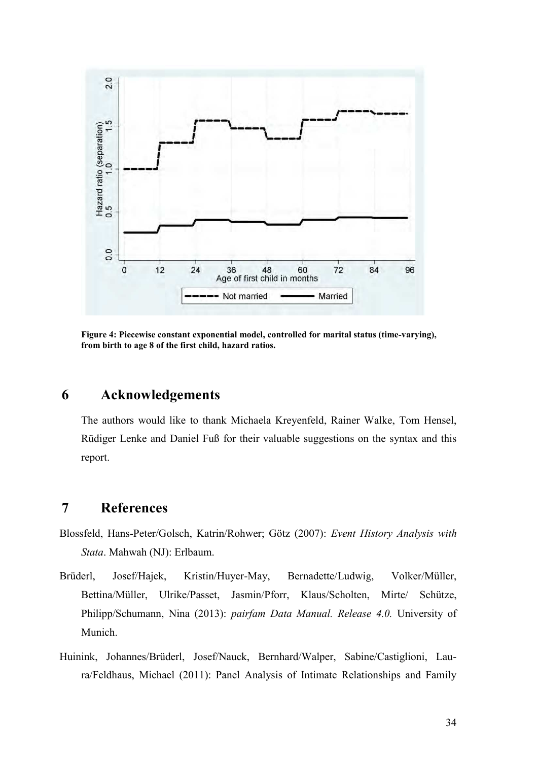**Figure 4: Piecewise constant exponential model, controlled for marital status (time-varying), from birth to age 8 of the first child, hazard ratios.**

## 6 Acknowledgements

The authors would like to thank Michaela Kreyenfeld, Rainer Walke, Tom Hensel, Rüdiger Lenke and Daniel Fuß for their valuable suggestions on the syntax and this report.

## 7 References

Blossfeld, Hans-Peter/Golsch, Katrin/Rohwer; Götz (2007): *Event History Analysis with Stata*. Mahwah (NJ): Erlbaum.

Brüderl, Josef/Hajek, Kristin/Huyer-May, Bernadette/Ludwig, Volker/Müller, Bettina/Müller, Ulrike/Passet, Jasmin/Pforr, Klaus/Scholten, Mirte/ Schütze, Philipp/Schumann, Nina (2013): *pairfam Data Manual. Release 4.0.* University of Munich.

Huinink, Johannes/Brüderl, Josef/Nauck, Bernhard/Walper, Sabine/Castiglioni, Laura/Feldhaus, Michael (2011): Panel Analysis of Intimate Relationships and Family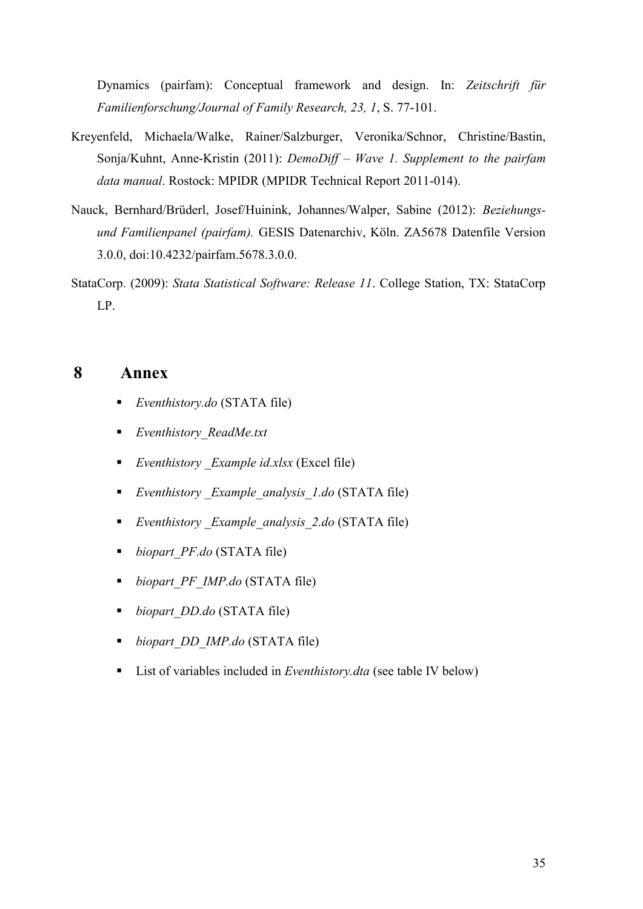Dynamics (pairfam): Conceptual framework and design. In: *Zeitschrift für Familienforschung/Journal of Family Research, 23, 1*, S. 77-101.

Kreyenfeld, Michaela/Walke, Rainer/Salzburger, Veronika/Schnor, Christine/Bastin, Sonja/Kuhnt, Anne-Kristin (2011): *DemoDiff – Wave 1. Supplement to the pairfam data manual*. Rostock: MPIDR (MPIDR Technical Report 2011-014).

Nauck, Bernhard/Brüderl, Josef/Huinink, Johannes/Walper, Sabine (2012): *Beziehungs- und Familienpanel (pairfam).* GESIS Datenarchiv, Köln. ZA5678 Datenfile Version 3.0.0, doi:10.4232/pairfam.5678.3.0.0.

StataCorp. (2009): *Stata Statistical Software: Release 11*. College Station, TX: StataCorp LP.

# 8 Annex

- *Eventhistory.do* (STATA file)
- *Eventhistory_ReadMe.txt*
- *Eventhistory _Example id.xlsx* (Excel file)
- *Eventhistory _Example_analysis_1.do* (STATA file)
- *Eventhistory _Example_analysis_2.do* (STATA file)
- *biopart_PF.do* (STATA file)
- *biopart_PF_IMP.do* (STATA file)
- *biopart_DD.do* (STATA file)
- *biopart_DD_IMP.do* (STATA file)
- List of variables included in *Eventhistory.dta* (see table IV below)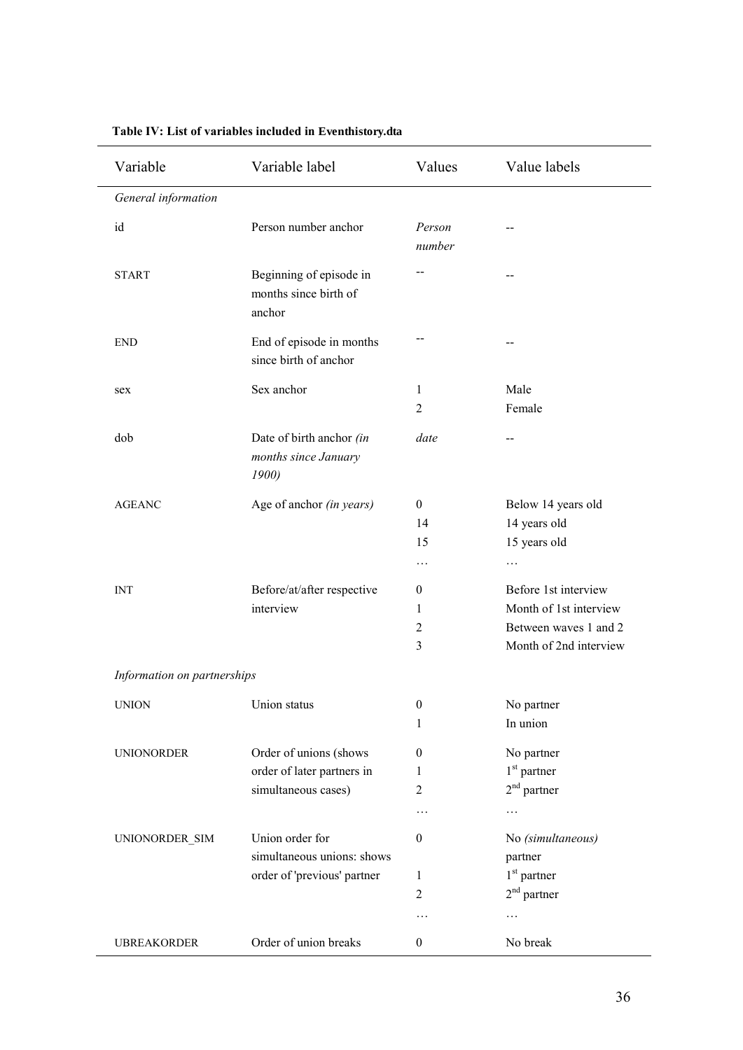**Table IV: List of variables included in Eventhistory.dta**

| Variable | Variable label | Values | Value labels |
|---|---|---|---|
| *General information* | | | |
| id | Person number anchor | *Person number* | -- |
| START | Beginning of episode in months since birth of anchor | -- | -- |
| END | End of episode in months since birth of anchor | -- | -- |
| sex | Sex anchor | 1<br>2 | Male<br>Female |
| dob | Date of birth anchor *(in months since January 1900)* | *date* | -- |
| AGEANC | Age of anchor *(in years)* | 0<br>14<br>15<br>… | Below 14 years old<br>14 years old<br>15 years old<br>… |
| INT | Before/at/after respective interview | 0<br>1<br>2<br>3 | Before 1st interview<br>Month of 1st interview<br>Between waves 1 and 2<br>Month of 2nd interview |
| *Information on partnerships* | | | |
| UNION | Union status | 0<br>1 | No partner<br>In union |
| UNIONORDER | Order of unions (shows order of later partners in simultaneous cases) | 0<br>1<br>2<br>… | No partner<br>1st partner<br>2nd partner<br>… |
| UNIONORDER_SIM | Union order for simultaneous unions: shows order of 'previous' partner | 0<br>1<br>2<br>… | No *(simultaneous)* partner<br>1st partner<br>2nd partner<br>… |
| UBREAKORDER | Order of union breaks | 0 | No break |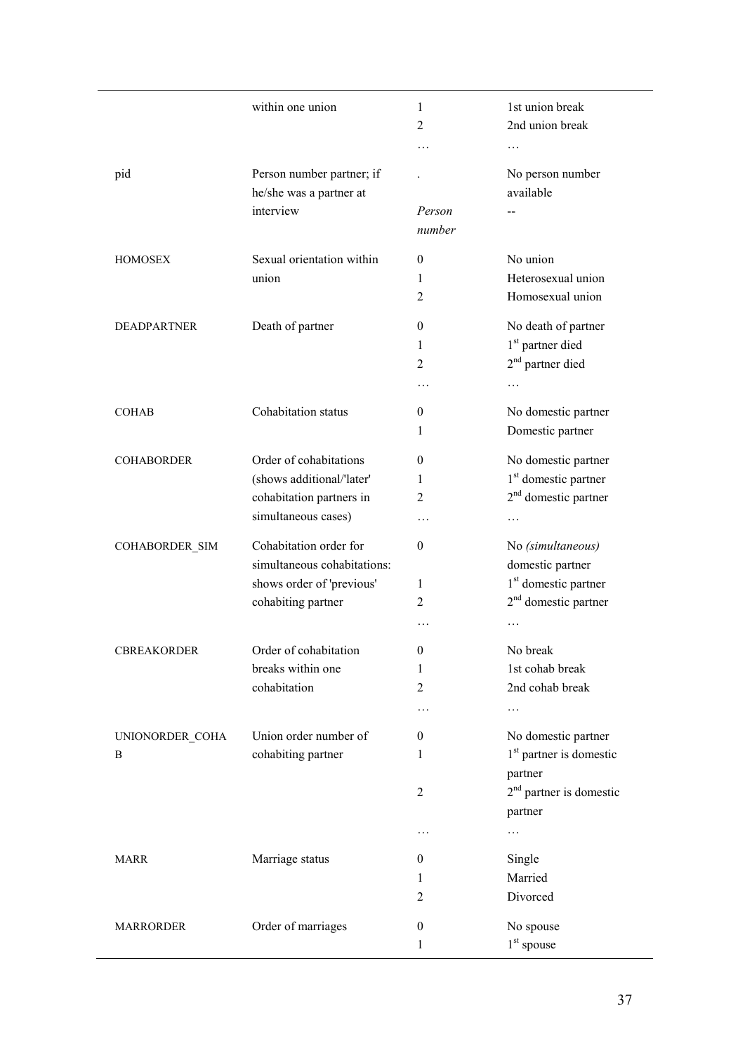| | | | |
|---|---|---|---|
| | within one union | 1 | 1st union break |
| | | 2 | 2nd union break |
| | | … | … |
| pid | Person number partner; if he/she was a partner at interview | . | No person number available |
| | | *Person number* | -- |
| HOMOSEX | Sexual orientation within union | 0 | No union |
| | | 1 | Heterosexual union |
| | | 2 | Homosexual union |
| DEADPARTNER | Death of partner | 0 | No death of partner |
| | | 1 | 1st partner died |
| | | 2 | 2nd partner died |
| | | … | … |
| COHAB | Cohabitation status | 0 | No domestic partner |
| | | 1 | Domestic partner |
| COHABORDER | Order of cohabitations (shows additional/'later' cohabitation partners in simultaneous cases) | 0 | No domestic partner |
| | | 1 | 1st domestic partner |
| | | 2 | 2nd domestic partner |
| | | … | … |
| COHABORDER_SIM | Cohabitation order for simultaneous cohabitations: shows order of 'previous' cohabiting partner | 0 | No *(simultaneous)* domestic partner |
| | | 1 | 1st domestic partner |
| | | 2 | 2nd domestic partner |
| | | … | … |
| CBREAKORDER | Order of cohabitation breaks within one cohabitation | 0 | No break |
| | | 1 | 1st cohab break |
| | | 2 | 2nd cohab break |
| | | … | … |
| UNIONORDER_COHAB | Union order number of cohabiting partner | 0 | No domestic partner |
| | | 1 | 1st partner is domestic partner |
| | | 2 | 2nd partner is domestic partner |
| | | … | … |
| MARR | Marriage status | 0 | Single |
| | | 1 | Married |
| | | 2 | Divorced |
| MARRORDER | Order of marriages | 0 | No spouse |
| | | 1 | 1st spouse |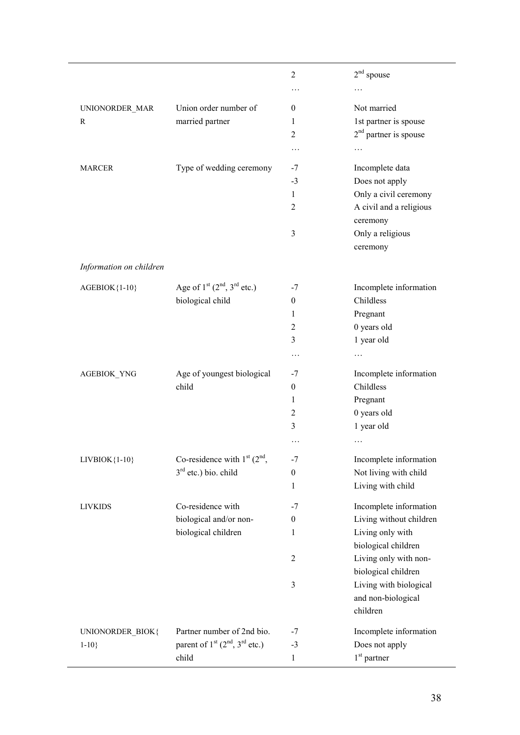| | | | |
|---|---|---|---|
| | | 2 | $2^{nd}$ spouse |
| | | … | … |
| UNIONORDER_MAR R | Union order number of married partner | 0 | Not married |
| | | 1 | 1st partner is spouse |
| | | 2 | $2^{nd}$ partner is spouse |
| | | … | … |
| MARCER | Type of wedding ceremony | -7 | Incomplete data |
| | | -3 | Does not apply |
| | | 1 | Only a civil ceremony |
| | | 2 | A civil and a religious ceremony |
| | | 3 | Only a religious ceremony |
| *Information on children* | | | |
| AGEBIOK{1-10} | Age of $1^{st}$ ($2^{nd}$, $3^{rd}$ etc.) biological child | -7 | Incomplete information |
| | | 0 | Childless |
| | | 1 | Pregnant |
| | | 2 | 0 years old |
| | | 3 | 1 year old |
| | | … | … |
| AGEBIOK_YNG | Age of youngest biological child | -7 | Incomplete information |
| | | 0 | Childless |
| | | 1 | Pregnant |
| | | 2 | 0 years old |
| | | 3 | 1 year old |
| | | … | … |
| LIVBIOK{1-10} | Co-residence with $1^{st}$ ($2^{nd}$, $3^{rd}$ etc.) bio. child | -7 | Incomplete information |
| | | 0 | Not living with child |
| | | 1 | Living with child |
| LIVKIDS | Co-residence with biological and/or non-biological children | -7 | Incomplete information |
| | | 0 | Living without children |
| | | 1 | Living only with biological children |
| | | 2 | Living only with non-biological children |
| | | 3 | Living with biological and non-biological children |
| UNIONORDER_BIOK{ 1-10} | Partner number of 2nd bio. parent of $1^{st}$ ($2^{nd}$, $3^{rd}$ etc.) child | -7 | Incomplete information |
| | | -3 | Does not apply |
| | | 1 | $1^{st}$ partner |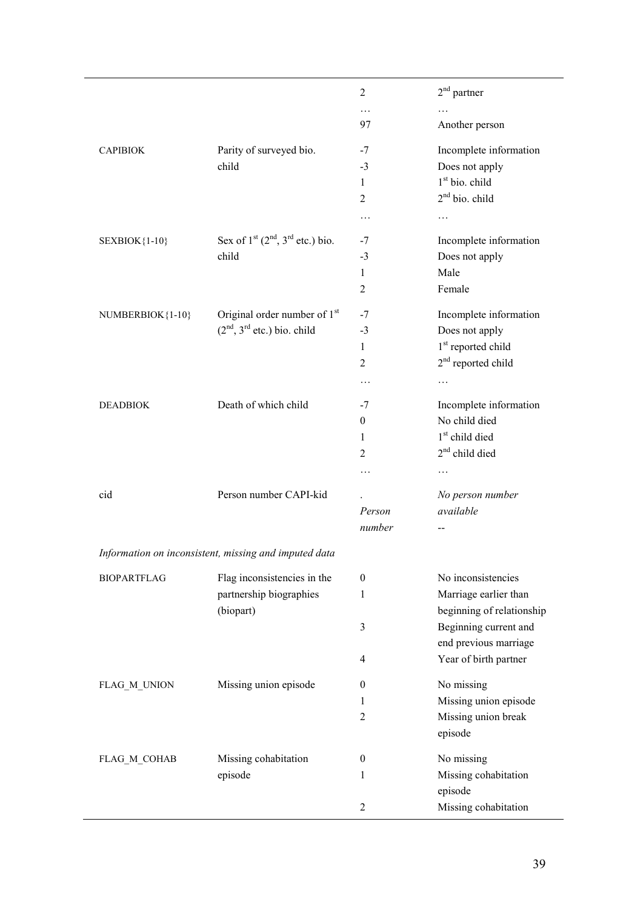| | | | |
|---|---|---|---|
| | | 2 | 2nd partner |
| | | … | … |
| | | 97 | Another person |
| CAPIBIOK | Parity of surveyed bio. child | -7 | Incomplete information |
| | | -3 | Does not apply |
| | | 1 | 1st bio. child |
| | | 2 | 2nd bio. child |
| | | … | … |
| SEXBIOK{1-10} | Sex of 1st (2nd, 3rd etc.) bio. child | -7 | Incomplete information |
| | | -3 | Does not apply |
| | | 1 | Male |
| | | 2 | Female |
| NUMBERBIOK{1-10} | Original order number of 1st (2nd, 3rd etc.) bio. child | -7 | Incomplete information |
| | | -3 | Does not apply |
| | | 1 | 1st reported child |
| | | 2 | 2nd reported child |
| | | … | … |
| DEADBIOK | Death of which child | -7 | Incomplete information |
| | | 0 | No child died |
| | | 1 | 1st child died |
| | | 2 | 2nd child died |
| | | … | … |
| cid | Person number CAPI-kid | . | *No person number available* |
| | | *Person number* | -- |
| *Information on inconsistent, missing and imputed data* | | | |
| BIOPARTFLAG | Flag inconsistencies in the partnership biographies (biopart) | 0 | No inconsistencies |
| | | 1 | Marriage earlier than beginning of relationship |
| | | 3 | Beginning current and end previous marriage |
| | | 4 | Year of birth partner |
| FLAG_M_UNION | Missing union episode | 0 | No missing |
| | | 1 | Missing union episode |
| | | 2 | Missing union break episode |
| FLAG_M_COHAB | Missing cohabitation episode | 0 | No missing |
| | | 1 | Missing cohabitation episode |
| | | 2 | Missing cohabitation |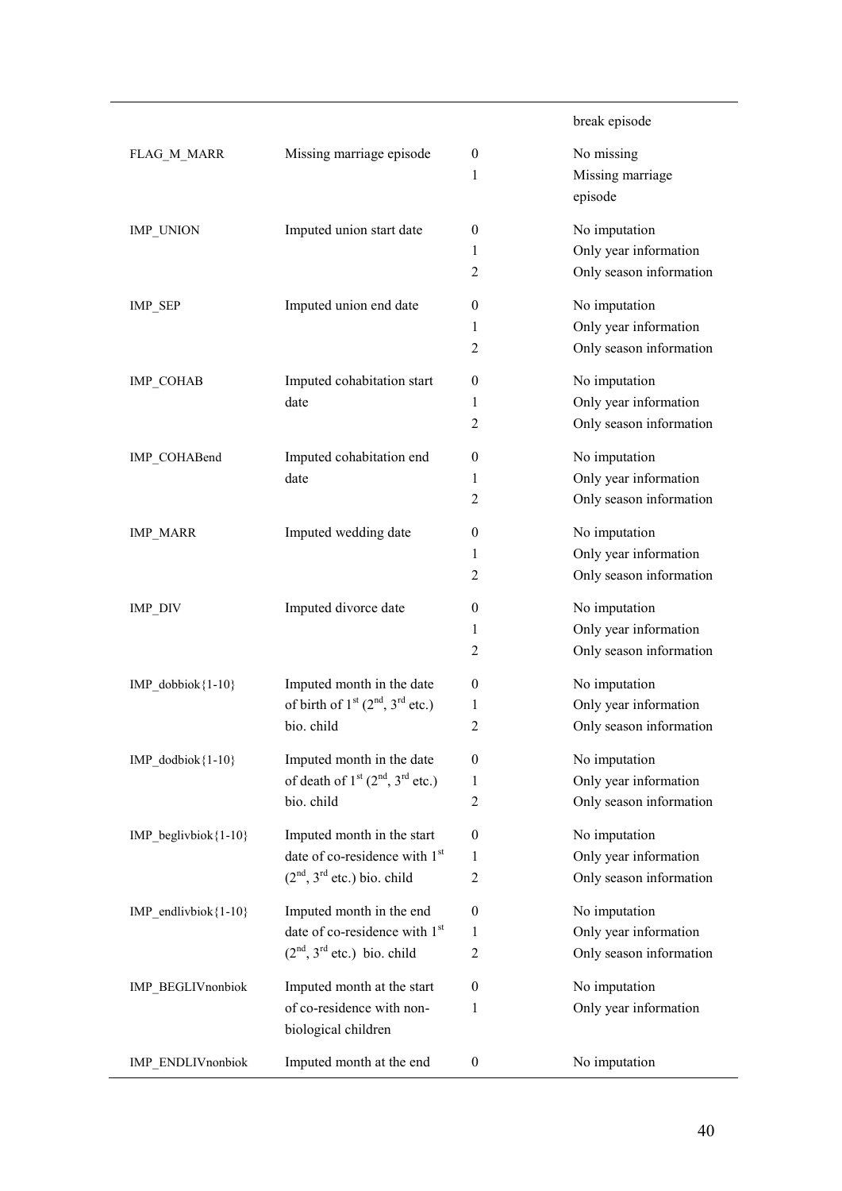| | | | |
|---|---|---|---|
| | | | break episode |
| FLAG_M_MARR | Missing marriage episode | 0<br>1 | No missing<br>Missing marriage episode |
| IMP_UNION | Imputed union start date | 0<br>1<br>2 | No imputation<br>Only year information<br>Only season information |
| IMP_SEP | Imputed union end date | 0<br>1<br>2 | No imputation<br>Only year information<br>Only season information |
| IMP_COHAB | Imputed cohabitation start date | 0<br>1<br>2 | No imputation<br>Only year information<br>Only season information |
| IMP_COHABend | Imputed cohabitation end date | 0<br>1<br>2 | No imputation<br>Only year information<br>Only season information |
| IMP_MARR | Imputed wedding date | 0<br>1<br>2 | No imputation<br>Only year information<br>Only season information |
| IMP_DIV | Imputed divorce date | 0<br>1<br>2 | No imputation<br>Only year information<br>Only season information |
| IMP_dobbiok{1-10} | Imputed month in the date of birth of 1st (2nd, 3rd etc.) bio. child | 0<br>1<br>2 | No imputation<br>Only year information<br>Only season information |
| IMP_dodbiok{1-10} | Imputed month in the date of death of 1st (2nd, 3rd etc.) bio. child | 0<br>1<br>2 | No imputation<br>Only year information<br>Only season information |
| IMP_beglivbiok{1-10} | Imputed month in the start date of co-residence with 1st (2nd, 3rd etc.) bio. child | 0<br>1<br>2 | No imputation<br>Only year information<br>Only season information |
| IMP_endlivbiok{1-10} | Imputed month in the end date of co-residence with 1st (2nd, 3rd etc.) bio. child | 0<br>1<br>2 | No imputation<br>Only year information<br>Only season information |
| IMP_BEGLIVnonbiok | Imputed month at the start of co-residence with non-biological children | 0<br>1 | No imputation<br>Only year information |
| IMP_ENDLIVnonbiok | Imputed month at the end | 0 | No imputation |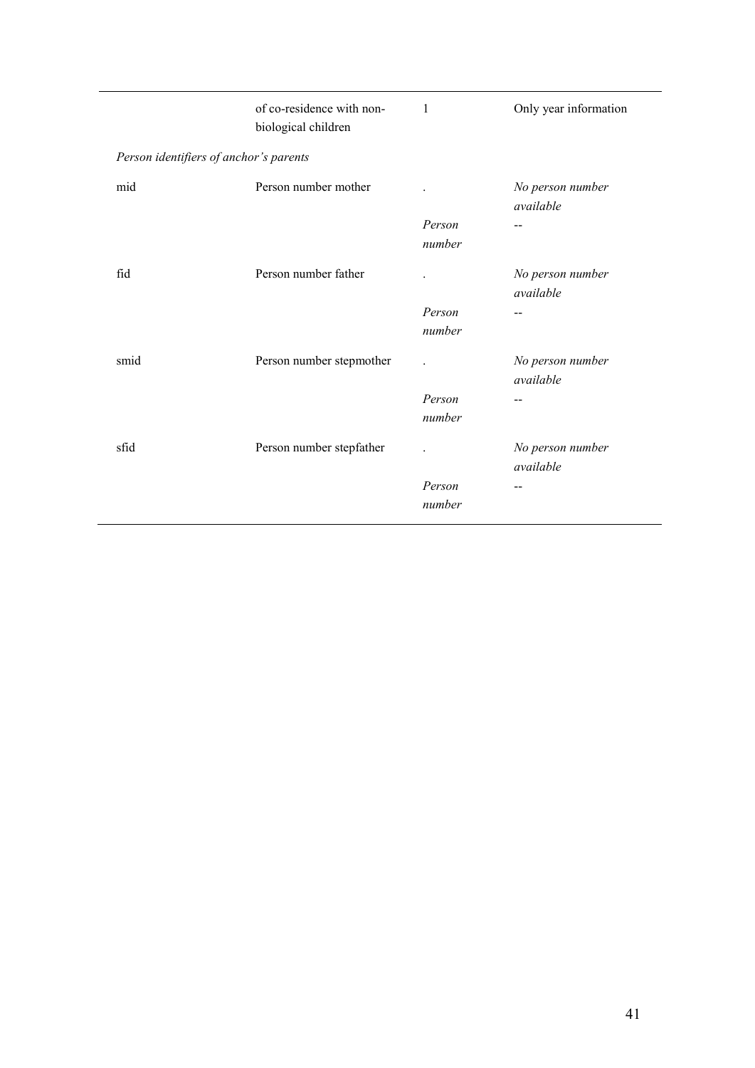| | | | |
|---|---|---|---|
| | of co-residence with non-biological children | 1 | Only year information |
| *Person identifiers of anchor's parents* | | | |
| mid | Person number mother | . | *No person number available* |
| | | *Person number* | -- |
| fid | Person number father | . | *No person number available* |
| | | *Person number* | -- |
| smid | Person number stepmother | . | *No person number available* |
| | | *Person number* | -- |
| sfid | Person number stepfather | . | *No person number available* |
| | | *Person number* | -- |